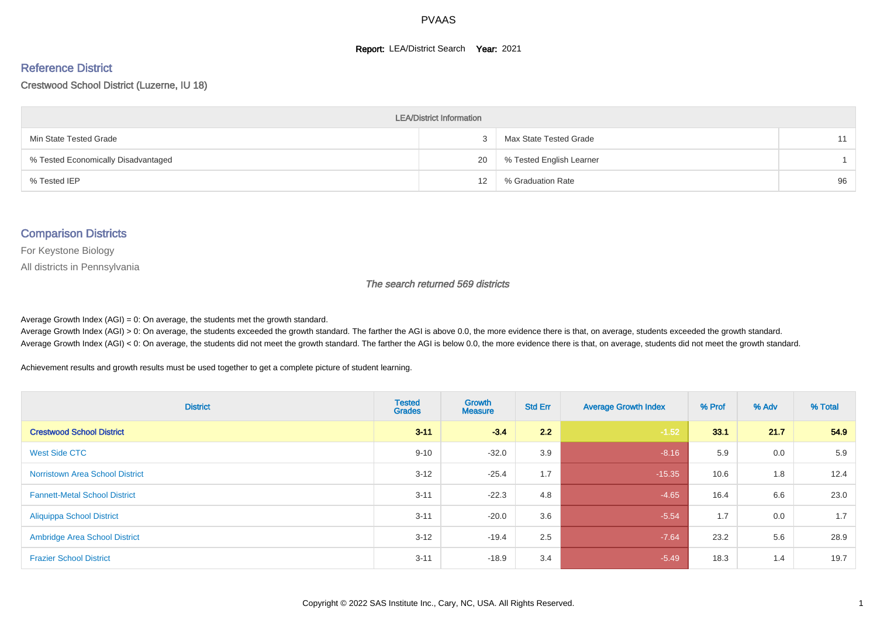# PVAAS

**Report:** LEA/District Search **Year:** 2021

## Reference District

Crestwood School District (Luzerne, IU 18)

| LEA/District Information | | | |
|---|---|---|---|
| Min State Tested Grade | 3 | Max State Tested Grade | 11 |
| % Tested Economically Disadvantaged | 20 | % Tested English Learner | 1 |
| % Tested IEP | 12 | % Graduation Rate | 96 |

## Comparison Districts

For Keystone Biology

All districts in Pennsylvania

*The search returned 569 districts*

Average Growth Index (AGI) = 0: On average, the students met the growth standard.
Average Growth Index (AGI) > 0: On average, the students exceeded the growth standard. The farther the AGI is above 0.0, the more evidence there is that, on average, students exceeded the growth standard.
Average Growth Index (AGI) < 0: On average, the students did not meet the growth standard. The farther the AGI is below 0.0, the more evidence there is that, on average, students did not meet the growth standard.

Achievement results and growth results must be used together to get a complete picture of student learning.

| District | Tested Grades | Growth Measure | Std Err | Average Growth Index | % Prof | % Adv | % Total |
|---|---|---|---|---|---|---|---|
| **Crestwood School District** | **3-11** | **-3.4** | **2.2** | **-1.52** | **33.1** | **21.7** | **54.9** |
| West Side CTC | 9-10 | -32.0 | 3.9 | -8.16 | 5.9 | 0.0 | 5.9 |
| Norristown Area School District | 3-12 | -25.4 | 1.7 | -15.35 | 10.6 | 1.8 | 12.4 |
| Fannett-Metal School District | 3-11 | -22.3 | 4.8 | -4.65 | 16.4 | 6.6 | 23.0 |
| Aliquippa School District | 3-11 | -20.0 | 3.6 | -5.54 | 1.7 | 0.0 | 1.7 |
| Ambridge Area School District | 3-12 | -19.4 | 2.5 | -7.64 | 23.2 | 5.6 | 28.9 |
| Frazier School District | 3-11 | -18.9 | 3.4 | -5.49 | 18.3 | 1.4 | 19.7 |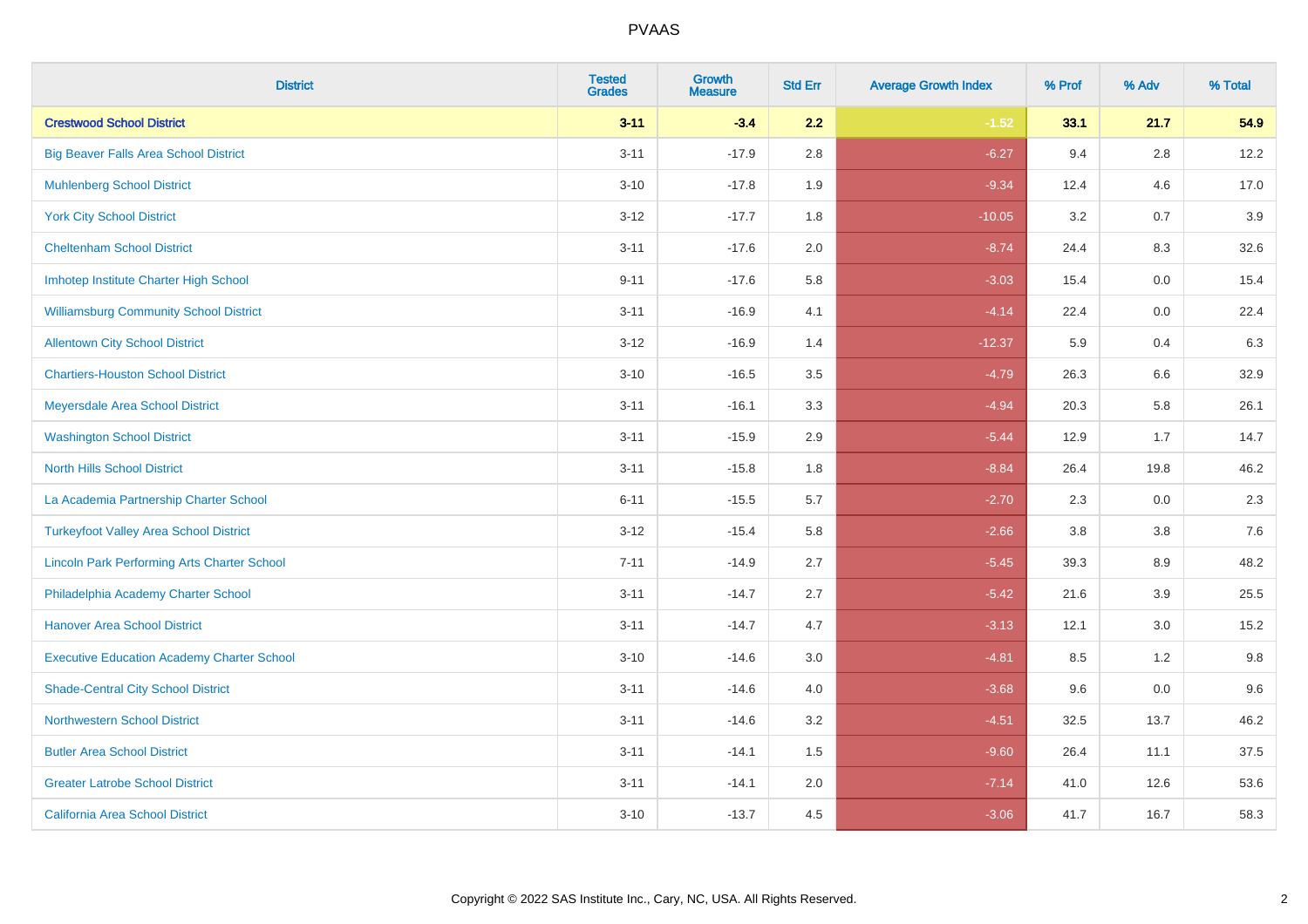# PVAAS

| District | Tested Grades | Growth Measure | Std Err | Average Growth Index | % Prof | % Adv | % Total |
|---|---|---|---|---|---|---|---|
| **Crestwood School District** | **3-11** | **-3.4** | **2.2** | **-1.52** | **33.1** | **21.7** | **54.9** |
| Big Beaver Falls Area School District | 3-11 | -17.9 | 2.8 | -6.27 | 9.4 | 2.8 | 12.2 |
| Muhlenberg School District | 3-10 | -17.8 | 1.9 | -9.34 | 12.4 | 4.6 | 17.0 |
| York City School District | 3-12 | -17.7 | 1.8 | -10.05 | 3.2 | 0.7 | 3.9 |
| Cheltenham School District | 3-11 | -17.6 | 2.0 | -8.74 | 24.4 | 8.3 | 32.6 |
| Imhotep Institute Charter High School | 9-11 | -17.6 | 5.8 | -3.03 | 15.4 | 0.0 | 15.4 |
| Williamsburg Community School District | 3-11 | -16.9 | 4.1 | -4.14 | 22.4 | 0.0 | 22.4 |
| Allentown City School District | 3-12 | -16.9 | 1.4 | -12.37 | 5.9 | 0.4 | 6.3 |
| Chartiers-Houston School District | 3-10 | -16.5 | 3.5 | -4.79 | 26.3 | 6.6 | 32.9 |
| Meyersdale Area School District | 3-11 | -16.1 | 3.3 | -4.94 | 20.3 | 5.8 | 26.1 |
| Washington School District | 3-11 | -15.9 | 2.9 | -5.44 | 12.9 | 1.7 | 14.7 |
| North Hills School District | 3-11 | -15.8 | 1.8 | -8.84 | 26.4 | 19.8 | 46.2 |
| La Academia Partnership Charter School | 6-11 | -15.5 | 5.7 | -2.70 | 2.3 | 0.0 | 2.3 |
| Turkeyfoot Valley Area School District | 3-12 | -15.4 | 5.8 | -2.66 | 3.8 | 3.8 | 7.6 |
| Lincoln Park Performing Arts Charter School | 7-11 | -14.9 | 2.7 | -5.45 | 39.3 | 8.9 | 48.2 |
| Philadelphia Academy Charter School | 3-11 | -14.7 | 2.7 | -5.42 | 21.6 | 3.9 | 25.5 |
| Hanover Area School District | 3-11 | -14.7 | 4.7 | -3.13 | 12.1 | 3.0 | 15.2 |
| Executive Education Academy Charter School | 3-10 | -14.6 | 3.0 | -4.81 | 8.5 | 1.2 | 9.8 |
| Shade-Central City School District | 3-11 | -14.6 | 4.0 | -3.68 | 9.6 | 0.0 | 9.6 |
| Northwestern School District | 3-11 | -14.6 | 3.2 | -4.51 | 32.5 | 13.7 | 46.2 |
| Butler Area School District | 3-11 | -14.1 | 1.5 | -9.60 | 26.4 | 11.1 | 37.5 |
| Greater Latrobe School District | 3-11 | -14.1 | 2.0 | -7.14 | 41.0 | 12.6 | 53.6 |
| California Area School District | 3-10 | -13.7 | 4.5 | -3.06 | 41.7 | 16.7 | 58.3 |

Copyright © 2022 SAS Institute Inc., Cary, NC, USA. All Rights Reserved.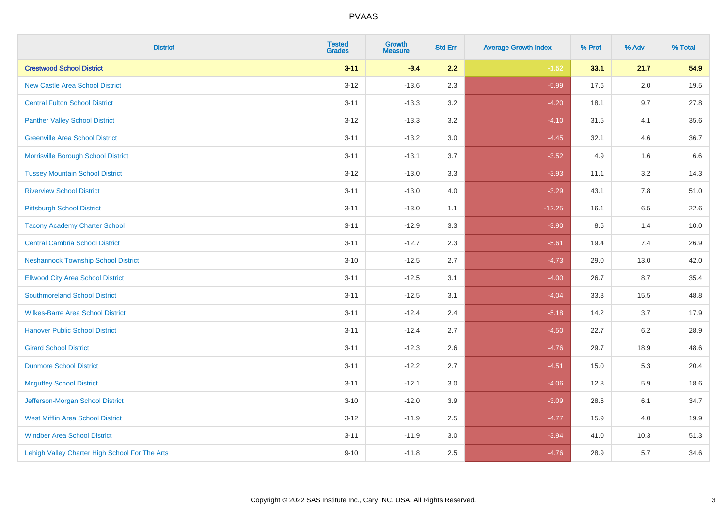| District | Tested Grades | Growth Measure | Std Err | Average Growth Index | % Prof | % Adv | % Total |
|---|---|---|---|---|---|---|---|
| **Crestwood School District** | **3-11** | **-3.4** | **2.2** | **-1.52** | **33.1** | **21.7** | **54.9** |
| New Castle Area School District | 3-12 | -13.6 | 2.3 | -5.99 | 17.6 | 2.0 | 19.5 |
| Central Fulton School District | 3-11 | -13.3 | 3.2 | -4.20 | 18.1 | 9.7 | 27.8 |
| Panther Valley School District | 3-12 | -13.3 | 3.2 | -4.10 | 31.5 | 4.1 | 35.6 |
| Greenville Area School District | 3-11 | -13.2 | 3.0 | -4.45 | 32.1 | 4.6 | 36.7 |
| Morrisville Borough School District | 3-11 | -13.1 | 3.7 | -3.52 | 4.9 | 1.6 | 6.6 |
| Tussey Mountain School District | 3-12 | -13.0 | 3.3 | -3.93 | 11.1 | 3.2 | 14.3 |
| Riverview School District | 3-11 | -13.0 | 4.0 | -3.29 | 43.1 | 7.8 | 51.0 |
| Pittsburgh School District | 3-11 | -13.0 | 1.1 | -12.25 | 16.1 | 6.5 | 22.6 |
| Tacony Academy Charter School | 3-11 | -12.9 | 3.3 | -3.90 | 8.6 | 1.4 | 10.0 |
| Central Cambria School District | 3-11 | -12.7 | 2.3 | -5.61 | 19.4 | 7.4 | 26.9 |
| Neshannock Township School District | 3-10 | -12.5 | 2.7 | -4.73 | 29.0 | 13.0 | 42.0 |
| Ellwood City Area School District | 3-11 | -12.5 | 3.1 | -4.00 | 26.7 | 8.7 | 35.4 |
| Southmoreland School District | 3-11 | -12.5 | 3.1 | -4.04 | 33.3 | 15.5 | 48.8 |
| Wilkes-Barre Area School District | 3-11 | -12.4 | 2.4 | -5.18 | 14.2 | 3.7 | 17.9 |
| Hanover Public School District | 3-11 | -12.4 | 2.7 | -4.50 | 22.7 | 6.2 | 28.9 |
| Girard School District | 3-11 | -12.3 | 2.6 | -4.76 | 29.7 | 18.9 | 48.6 |
| Dunmore School District | 3-11 | -12.2 | 2.7 | -4.51 | 15.0 | 5.3 | 20.4 |
| Mcguffey School District | 3-11 | -12.1 | 3.0 | -4.06 | 12.8 | 5.9 | 18.6 |
| Jefferson-Morgan School District | 3-10 | -12.0 | 3.9 | -3.09 | 28.6 | 6.1 | 34.7 |
| West Mifflin Area School District | 3-12 | -11.9 | 2.5 | -4.77 | 15.9 | 4.0 | 19.9 |
| Windber Area School District | 3-11 | -11.9 | 3.0 | -3.94 | 41.0 | 10.3 | 51.3 |
| Lehigh Valley Charter High School For The Arts | 9-10 | -11.8 | 2.5 | -4.76 | 28.9 | 5.7 | 34.6 |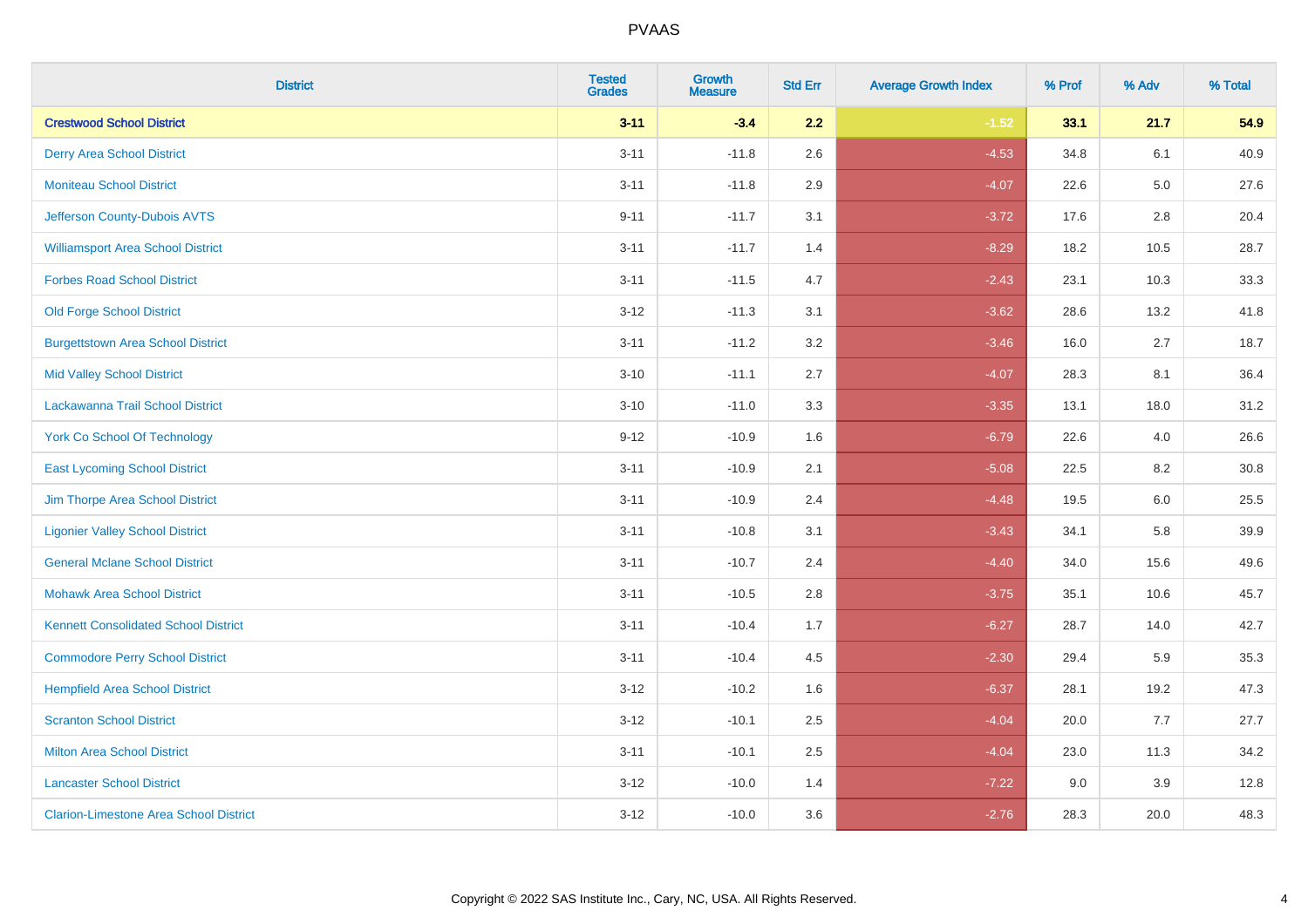# PVAAS

| District | Tested Grades | Growth Measure | Std Err | Average Growth Index | % Prof | % Adv | % Total |
|---|---|---|---|---|---|---|---|
| **Crestwood School District** | **3-11** | **-3.4** | **2.2** | **-1.52** | **33.1** | **21.7** | **54.9** |
| Derry Area School District | 3-11 | -11.8 | 2.6 | -4.53 | 34.8 | 6.1 | 40.9 |
| Moniteau School District | 3-11 | -11.8 | 2.9 | -4.07 | 22.6 | 5.0 | 27.6 |
| Jefferson County-Dubois AVTS | 9-11 | -11.7 | 3.1 | -3.72 | 17.6 | 2.8 | 20.4 |
| Williamsport Area School District | 3-11 | -11.7 | 1.4 | -8.29 | 18.2 | 10.5 | 28.7 |
| Forbes Road School District | 3-11 | -11.5 | 4.7 | -2.43 | 23.1 | 10.3 | 33.3 |
| Old Forge School District | 3-12 | -11.3 | 3.1 | -3.62 | 28.6 | 13.2 | 41.8 |
| Burgettstown Area School District | 3-11 | -11.2 | 3.2 | -3.46 | 16.0 | 2.7 | 18.7 |
| Mid Valley School District | 3-10 | -11.1 | 2.7 | -4.07 | 28.3 | 8.1 | 36.4 |
| Lackawanna Trail School District | 3-10 | -11.0 | 3.3 | -3.35 | 13.1 | 18.0 | 31.2 |
| York Co School Of Technology | 9-12 | -10.9 | 1.6 | -6.79 | 22.6 | 4.0 | 26.6 |
| East Lycoming School District | 3-11 | -10.9 | 2.1 | -5.08 | 22.5 | 8.2 | 30.8 |
| Jim Thorpe Area School District | 3-11 | -10.9 | 2.4 | -4.48 | 19.5 | 6.0 | 25.5 |
| Ligonier Valley School District | 3-11 | -10.8 | 3.1 | -3.43 | 34.1 | 5.8 | 39.9 |
| General Mclane School District | 3-11 | -10.7 | 2.4 | -4.40 | 34.0 | 15.6 | 49.6 |
| Mohawk Area School District | 3-11 | -10.5 | 2.8 | -3.75 | 35.1 | 10.6 | 45.7 |
| Kennett Consolidated School District | 3-11 | -10.4 | 1.7 | -6.27 | 28.7 | 14.0 | 42.7 |
| Commodore Perry School District | 3-11 | -10.4 | 4.5 | -2.30 | 29.4 | 5.9 | 35.3 |
| Hempfield Area School District | 3-12 | -10.2 | 1.6 | -6.37 | 28.1 | 19.2 | 47.3 |
| Scranton School District | 3-12 | -10.1 | 2.5 | -4.04 | 20.0 | 7.7 | 27.7 |
| Milton Area School District | 3-11 | -10.1 | 2.5 | -4.04 | 23.0 | 11.3 | 34.2 |
| Lancaster School District | 3-12 | -10.0 | 1.4 | -7.22 | 9.0 | 3.9 | 12.8 |
| Clarion-Limestone Area School District | 3-12 | -10.0 | 3.6 | -2.76 | 28.3 | 20.0 | 48.3 |

Copyright © 2022 SAS Institute Inc., Cary, NC, USA. All Rights Reserved.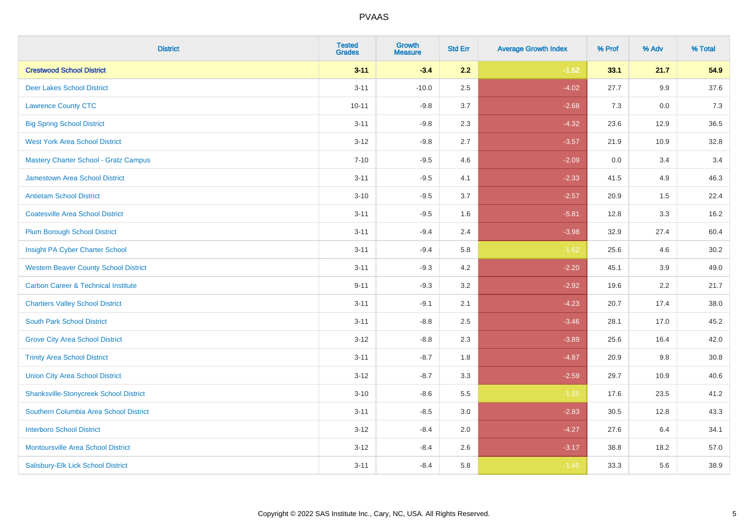# PVAAS

| District | Tested Grades | Growth Measure | Std Err | Average Growth Index | % Prof | % Adv | % Total |
|---|---|---|---|---|---|---|---|
| **Crestwood School District** | **3-11** | **-3.4** | **2.2** | **-1.52** | **33.1** | **21.7** | **54.9** |
| Deer Lakes School District | 3-11 | -10.0 | 2.5 | -4.02 | 27.7 | 9.9 | 37.6 |
| Lawrence County CTC | 10-11 | -9.8 | 3.7 | -2.68 | 7.3 | 0.0 | 7.3 |
| Big Spring School District | 3-11 | -9.8 | 2.3 | -4.32 | 23.6 | 12.9 | 36.5 |
| West York Area School District | 3-12 | -9.8 | 2.7 | -3.57 | 21.9 | 10.9 | 32.8 |
| Mastery Charter School - Gratz Campus | 7-10 | -9.5 | 4.6 | -2.09 | 0.0 | 3.4 | 3.4 |
| Jamestown Area School District | 3-11 | -9.5 | 4.1 | -2.33 | 41.5 | 4.9 | 46.3 |
| Antietam School District | 3-10 | -9.5 | 3.7 | -2.57 | 20.9 | 1.5 | 22.4 |
| Coatesville Area School District | 3-11 | -9.5 | 1.6 | -5.81 | 12.8 | 3.3 | 16.2 |
| Plum Borough School District | 3-11 | -9.4 | 2.4 | -3.98 | 32.9 | 27.4 | 60.4 |
| Insight PA Cyber Charter School | 3-11 | -9.4 | 5.8 | -1.62 | 25.6 | 4.6 | 30.2 |
| Western Beaver County School District | 3-11 | -9.3 | 4.2 | -2.20 | 45.1 | 3.9 | 49.0 |
| Carbon Career & Technical Institute | 9-11 | -9.3 | 3.2 | -2.92 | 19.6 | 2.2 | 21.7 |
| Chartiers Valley School District | 3-11 | -9.1 | 2.1 | -4.23 | 20.7 | 17.4 | 38.0 |
| South Park School District | 3-11 | -8.8 | 2.5 | -3.46 | 28.1 | 17.0 | 45.2 |
| Grove City Area School District | 3-12 | -8.8 | 2.3 | -3.89 | 25.6 | 16.4 | 42.0 |
| Trinity Area School District | 3-11 | -8.7 | 1.8 | -4.87 | 20.9 | 9.8 | 30.8 |
| Union City Area School District | 3-12 | -8.7 | 3.3 | -2.59 | 29.7 | 10.9 | 40.6 |
| Shanksville-Stonycreek School District | 3-10 | -8.6 | 5.5 | -1.55 | 17.6 | 23.5 | 41.2 |
| Southern Columbia Area School District | 3-11 | -8.5 | 3.0 | -2.83 | 30.5 | 12.8 | 43.3 |
| Interboro School District | 3-12 | -8.4 | 2.0 | -4.27 | 27.6 | 6.4 | 34.1 |
| Montoursville Area School District | 3-12 | -8.4 | 2.6 | -3.17 | 38.8 | 18.2 | 57.0 |
| Salisbury-Elk Lick School District | 3-11 | -8.4 | 5.8 | -1.45 | 33.3 | 5.6 | 38.9 |

Copyright © 2022 SAS Institute Inc., Cary, NC, USA. All Rights Reserved.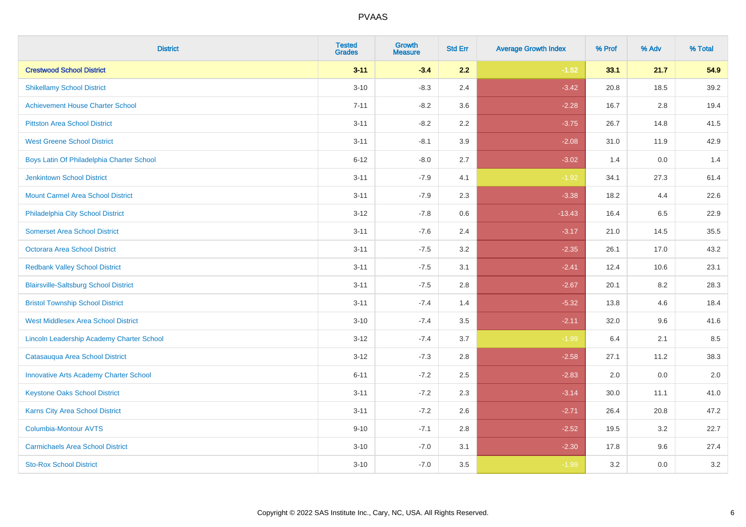# PVAAS

| District | Tested Grades | Growth Measure | Std Err | Average Growth Index | % Prof | % Adv | % Total |
|---|---|---|---|---|---|---|---|
| **Crestwood School District** | **3-11** | **-3.4** | **2.2** | **-1.52** | **33.1** | **21.7** | **54.9** |
| Shikellamy School District | 3-10 | -8.3 | 2.4 | -3.42 | 20.8 | 18.5 | 39.2 |
| Achievement House Charter School | 7-11 | -8.2 | 3.6 | -2.28 | 16.7 | 2.8 | 19.4 |
| Pittston Area School District | 3-11 | -8.2 | 2.2 | -3.75 | 26.7 | 14.8 | 41.5 |
| West Greene School District | 3-11 | -8.1 | 3.9 | -2.08 | 31.0 | 11.9 | 42.9 |
| Boys Latin Of Philadelphia Charter School | 6-12 | -8.0 | 2.7 | -3.02 | 1.4 | 0.0 | 1.4 |
| Jenkintown School District | 3-11 | -7.9 | 4.1 | -1.92 | 34.1 | 27.3 | 61.4 |
| Mount Carmel Area School District | 3-11 | -7.9 | 2.3 | -3.38 | 18.2 | 4.4 | 22.6 |
| Philadelphia City School District | 3-12 | -7.8 | 0.6 | -13.43 | 16.4 | 6.5 | 22.9 |
| Somerset Area School District | 3-11 | -7.6 | 2.4 | -3.17 | 21.0 | 14.5 | 35.5 |
| Octorara Area School District | 3-11 | -7.5 | 3.2 | -2.35 | 26.1 | 17.0 | 43.2 |
| Redbank Valley School District | 3-11 | -7.5 | 3.1 | -2.41 | 12.4 | 10.6 | 23.1 |
| Blairsville-Saltsburg School District | 3-11 | -7.5 | 2.8 | -2.67 | 20.1 | 8.2 | 28.3 |
| Bristol Township School District | 3-11 | -7.4 | 1.4 | -5.32 | 13.8 | 4.6 | 18.4 |
| West Middlesex Area School District | 3-10 | -7.4 | 3.5 | -2.11 | 32.0 | 9.6 | 41.6 |
| Lincoln Leadership Academy Charter School | 3-12 | -7.4 | 3.7 | -1.99 | 6.4 | 2.1 | 8.5 |
| Catasauqua Area School District | 3-12 | -7.3 | 2.8 | -2.58 | 27.1 | 11.2 | 38.3 |
| Innovative Arts Academy Charter School | 6-11 | -7.2 | 2.5 | -2.83 | 2.0 | 0.0 | 2.0 |
| Keystone Oaks School District | 3-11 | -7.2 | 2.3 | -3.14 | 30.0 | 11.1 | 41.0 |
| Karns City Area School District | 3-11 | -7.2 | 2.6 | -2.71 | 26.4 | 20.8 | 47.2 |
| Columbia-Montour AVTS | 9-10 | -7.1 | 2.8 | -2.52 | 19.5 | 3.2 | 22.7 |
| Carmichaels Area School District | 3-10 | -7.0 | 3.1 | -2.30 | 17.8 | 9.6 | 27.4 |
| Sto-Rox School District | 3-10 | -7.0 | 3.5 | -1.99 | 3.2 | 0.0 | 3.2 |

Copyright © 2022 SAS Institute Inc., Cary, NC, USA. All Rights Reserved.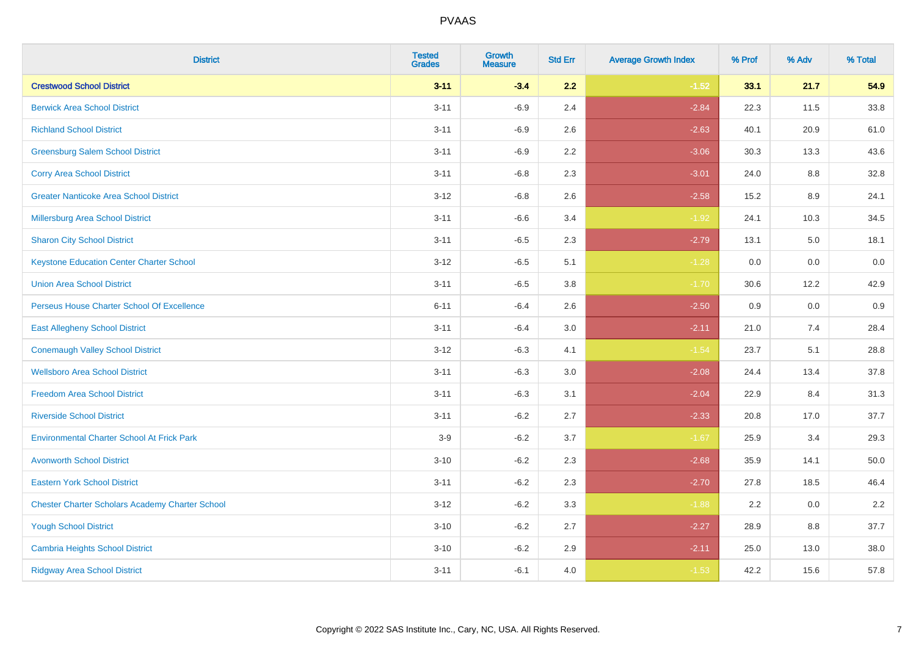| District | Tested Grades | Growth Measure | Std Err | Average Growth Index | % Prof | % Adv | % Total |
|---|---|---|---|---|---|---|---|
| **Crestwood School District** | **3-11** | **-3.4** | **2.2** | **-1.52** | **33.1** | **21.7** | **54.9** |
| Berwick Area School District | 3-11 | -6.9 | 2.4 | -2.84 | 22.3 | 11.5 | 33.8 |
| Richland School District | 3-11 | -6.9 | 2.6 | -2.63 | 40.1 | 20.9 | 61.0 |
| Greensburg Salem School District | 3-11 | -6.9 | 2.2 | -3.06 | 30.3 | 13.3 | 43.6 |
| Corry Area School District | 3-11 | -6.8 | 2.3 | -3.01 | 24.0 | 8.8 | 32.8 |
| Greater Nanticoke Area School District | 3-12 | -6.8 | 2.6 | -2.58 | 15.2 | 8.9 | 24.1 |
| Millersburg Area School District | 3-11 | -6.6 | 3.4 | -1.92 | 24.1 | 10.3 | 34.5 |
| Sharon City School District | 3-11 | -6.5 | 2.3 | -2.79 | 13.1 | 5.0 | 18.1 |
| Keystone Education Center Charter School | 3-12 | -6.5 | 5.1 | -1.28 | 0.0 | 0.0 | 0.0 |
| Union Area School District | 3-11 | -6.5 | 3.8 | -1.70 | 30.6 | 12.2 | 42.9 |
| Perseus House Charter School Of Excellence | 6-11 | -6.4 | 2.6 | -2.50 | 0.9 | 0.0 | 0.9 |
| East Allegheny School District | 3-11 | -6.4 | 3.0 | -2.11 | 21.0 | 7.4 | 28.4 |
| Conemaugh Valley School District | 3-12 | -6.3 | 4.1 | -1.54 | 23.7 | 5.1 | 28.8 |
| Wellsboro Area School District | 3-11 | -6.3 | 3.0 | -2.08 | 24.4 | 13.4 | 37.8 |
| Freedom Area School District | 3-11 | -6.3 | 3.1 | -2.04 | 22.9 | 8.4 | 31.3 |
| Riverside School District | 3-11 | -6.2 | 2.7 | -2.33 | 20.8 | 17.0 | 37.7 |
| Environmental Charter School At Frick Park | 3-9 | -6.2 | 3.7 | -1.67 | 25.9 | 3.4 | 29.3 |
| Avonworth School District | 3-10 | -6.2 | 2.3 | -2.68 | 35.9 | 14.1 | 50.0 |
| Eastern York School District | 3-11 | -6.2 | 2.3 | -2.70 | 27.8 | 18.5 | 46.4 |
| Chester Charter Scholars Academy Charter School | 3-12 | -6.2 | 3.3 | -1.88 | 2.2 | 0.0 | 2.2 |
| Yough School District | 3-10 | -6.2 | 2.7 | -2.27 | 28.9 | 8.8 | 37.7 |
| Cambria Heights School District | 3-10 | -6.2 | 2.9 | -2.11 | 25.0 | 13.0 | 38.0 |
| Ridgway Area School District | 3-11 | -6.1 | 4.0 | -1.53 | 42.2 | 15.6 | 57.8 |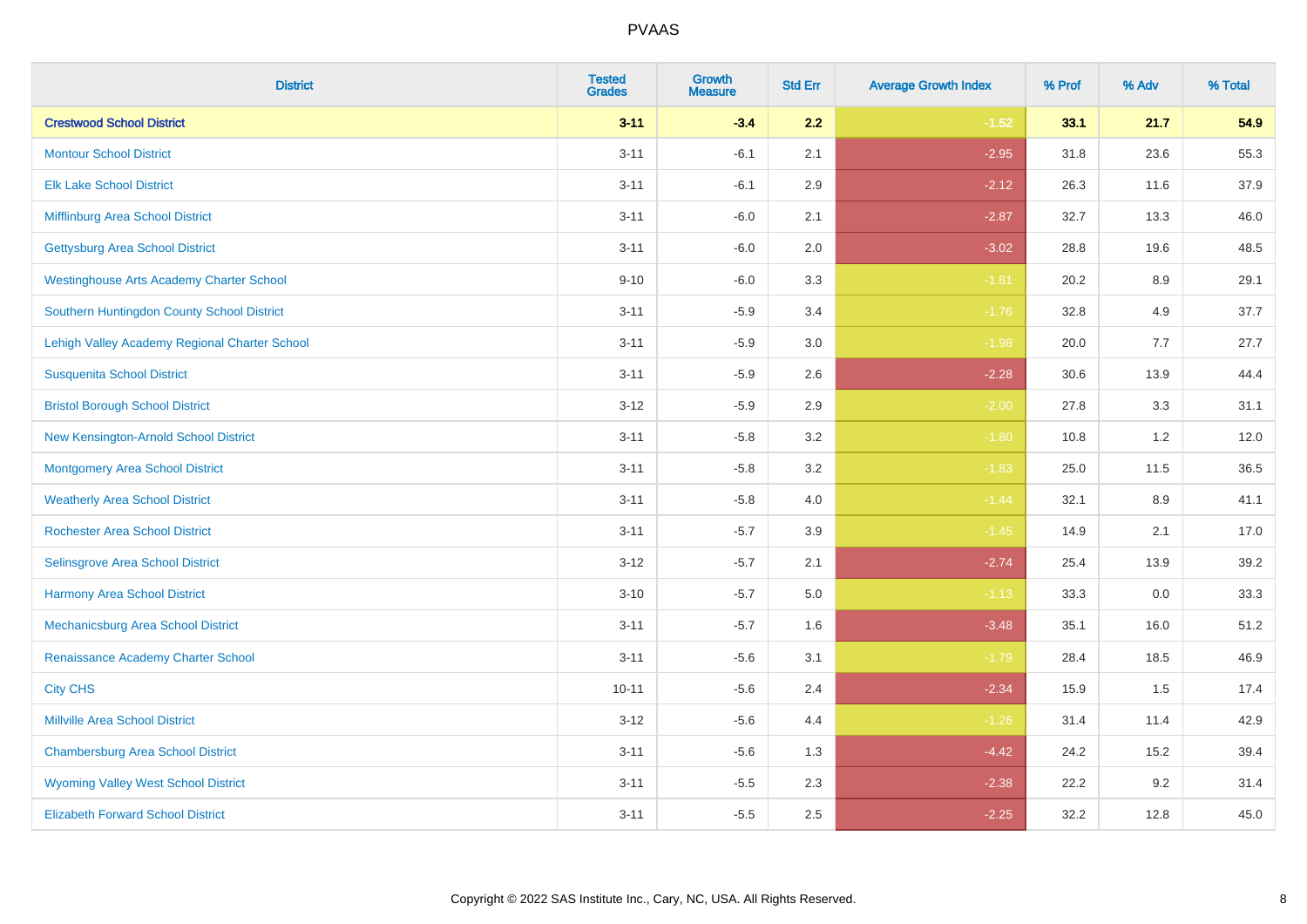# PVAAS

| District | Tested Grades | Growth Measure | Std Err | Average Growth Index | % Prof | % Adv | % Total |
|---|---|---|---|---|---|---|---|
| **Crestwood School District** | **3-11** | **-3.4** | **2.2** | **-1.52** | **33.1** | **21.7** | **54.9** |
| Montour School District | 3-11 | -6.1 | 2.1 | -2.95 | 31.8 | 23.6 | 55.3 |
| Elk Lake School District | 3-11 | -6.1 | 2.9 | -2.12 | 26.3 | 11.6 | 37.9 |
| Mifflinburg Area School District | 3-11 | -6.0 | 2.1 | -2.87 | 32.7 | 13.3 | 46.0 |
| Gettysburg Area School District | 3-11 | -6.0 | 2.0 | -3.02 | 28.8 | 19.6 | 48.5 |
| Westinghouse Arts Academy Charter School | 9-10 | -6.0 | 3.3 | -1.81 | 20.2 | 8.9 | 29.1 |
| Southern Huntingdon County School District | 3-11 | -5.9 | 3.4 | -1.76 | 32.8 | 4.9 | 37.7 |
| Lehigh Valley Academy Regional Charter School | 3-11 | -5.9 | 3.0 | -1.98 | 20.0 | 7.7 | 27.7 |
| Susquenita School District | 3-11 | -5.9 | 2.6 | -2.28 | 30.6 | 13.9 | 44.4 |
| Bristol Borough School District | 3-12 | -5.9 | 2.9 | -2.00 | 27.8 | 3.3 | 31.1 |
| New Kensington-Arnold School District | 3-11 | -5.8 | 3.2 | -1.80 | 10.8 | 1.2 | 12.0 |
| Montgomery Area School District | 3-11 | -5.8 | 3.2 | -1.83 | 25.0 | 11.5 | 36.5 |
| Weatherly Area School District | 3-11 | -5.8 | 4.0 | -1.44 | 32.1 | 8.9 | 41.1 |
| Rochester Area School District | 3-11 | -5.7 | 3.9 | -1.45 | 14.9 | 2.1 | 17.0 |
| Selinsgrove Area School District | 3-12 | -5.7 | 2.1 | -2.74 | 25.4 | 13.9 | 39.2 |
| Harmony Area School District | 3-10 | -5.7 | 5.0 | -1.13 | 33.3 | 0.0 | 33.3 |
| Mechanicsburg Area School District | 3-11 | -5.7 | 1.6 | -3.48 | 35.1 | 16.0 | 51.2 |
| Renaissance Academy Charter School | 3-11 | -5.6 | 3.1 | -1.79 | 28.4 | 18.5 | 46.9 |
| City CHS | 10-11 | -5.6 | 2.4 | -2.34 | 15.9 | 1.5 | 17.4 |
| Millville Area School District | 3-12 | -5.6 | 4.4 | -1.26 | 31.4 | 11.4 | 42.9 |
| Chambersburg Area School District | 3-11 | -5.6 | 1.3 | -4.42 | 24.2 | 15.2 | 39.4 |
| Wyoming Valley West School District | 3-11 | -5.5 | 2.3 | -2.38 | 22.2 | 9.2 | 31.4 |
| Elizabeth Forward School District | 3-11 | -5.5 | 2.5 | -2.25 | 32.2 | 12.8 | 45.0 |

Copyright © 2022 SAS Institute Inc., Cary, NC, USA. All Rights Reserved.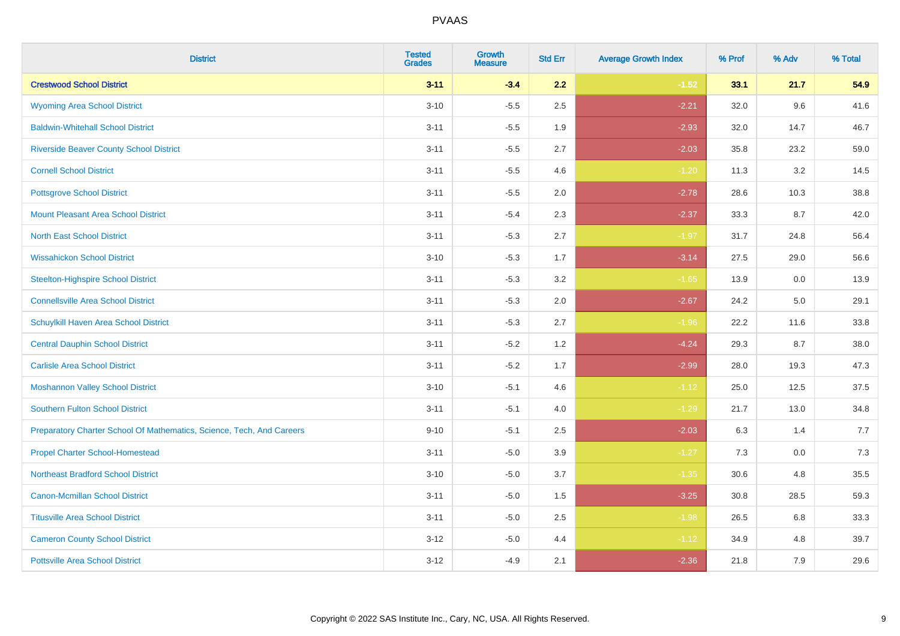# PVAAS

| District | Tested Grades | Growth Measure | Std Err | Average Growth Index | % Prof | % Adv | % Total |
|---|---|---|---|---|---|---|---|
| **Crestwood School District** | **3-11** | **-3.4** | **2.2** | **-1.52** | **33.1** | **21.7** | **54.9** |
| Wyoming Area School District | 3-10 | -5.5 | 2.5 | -2.21 | 32.0 | 9.6 | 41.6 |
| Baldwin-Whitehall School District | 3-11 | -5.5 | 1.9 | -2.93 | 32.0 | 14.7 | 46.7 |
| Riverside Beaver County School District | 3-11 | -5.5 | 2.7 | -2.03 | 35.8 | 23.2 | 59.0 |
| Cornell School District | 3-11 | -5.5 | 4.6 | -1.20 | 11.3 | 3.2 | 14.5 |
| Pottsgrove School District | 3-11 | -5.5 | 2.0 | -2.78 | 28.6 | 10.3 | 38.8 |
| Mount Pleasant Area School District | 3-11 | -5.4 | 2.3 | -2.37 | 33.3 | 8.7 | 42.0 |
| North East School District | 3-11 | -5.3 | 2.7 | -1.97 | 31.7 | 24.8 | 56.4 |
| Wissahickon School District | 3-10 | -5.3 | 1.7 | -3.14 | 27.5 | 29.0 | 56.6 |
| Steelton-Highspire School District | 3-11 | -5.3 | 3.2 | -1.65 | 13.9 | 0.0 | 13.9 |
| Connellsville Area School District | 3-11 | -5.3 | 2.0 | -2.67 | 24.2 | 5.0 | 29.1 |
| Schuylkill Haven Area School District | 3-11 | -5.3 | 2.7 | -1.96 | 22.2 | 11.6 | 33.8 |
| Central Dauphin School District | 3-11 | -5.2 | 1.2 | -4.24 | 29.3 | 8.7 | 38.0 |
| Carlisle Area School District | 3-11 | -5.2 | 1.7 | -2.99 | 28.0 | 19.3 | 47.3 |
| Moshannon Valley School District | 3-10 | -5.1 | 4.6 | -1.12 | 25.0 | 12.5 | 37.5 |
| Southern Fulton School District | 3-11 | -5.1 | 4.0 | -1.29 | 21.7 | 13.0 | 34.8 |
| Preparatory Charter School Of Mathematics, Science, Tech, And Careers | 9-10 | -5.1 | 2.5 | -2.03 | 6.3 | 1.4 | 7.7 |
| Propel Charter School-Homestead | 3-11 | -5.0 | 3.9 | -1.27 | 7.3 | 0.0 | 7.3 |
| Northeast Bradford School District | 3-10 | -5.0 | 3.7 | -1.35 | 30.6 | 4.8 | 35.5 |
| Canon-Mcmillan School District | 3-11 | -5.0 | 1.5 | -3.25 | 30.8 | 28.5 | 59.3 |
| Titusville Area School District | 3-11 | -5.0 | 2.5 | -1.98 | 26.5 | 6.8 | 33.3 |
| Cameron County School District | 3-12 | -5.0 | 4.4 | -1.12 | 34.9 | 4.8 | 39.7 |
| Pottsville Area School District | 3-12 | -4.9 | 2.1 | -2.36 | 21.8 | 7.9 | 29.6 |

Copyright © 2022 SAS Institute Inc., Cary, NC, USA. All Rights Reserved.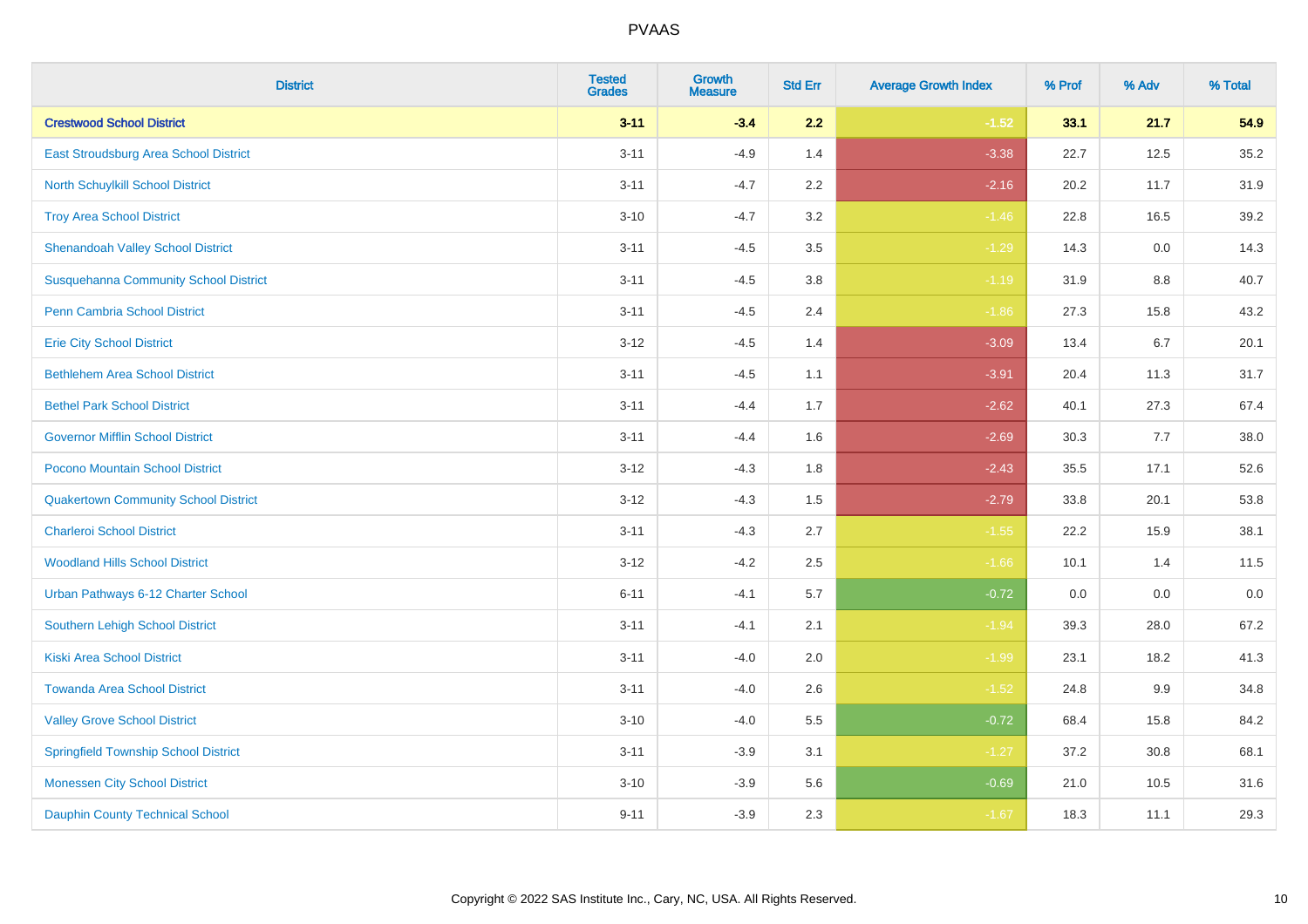| District | Tested Grades | Growth Measure | Std Err | Average Growth Index | % Prof | % Adv | % Total |
|---|---|---|---|---|---|---|---|
| **Crestwood School District** | **3-11** | **-3.4** | **2.2** | **-1.52** | **33.1** | **21.7** | **54.9** |
| East Stroudsburg Area School District | 3-11 | -4.9 | 1.4 | -3.38 | 22.7 | 12.5 | 35.2 |
| North Schuylkill School District | 3-11 | -4.7 | 2.2 | -2.16 | 20.2 | 11.7 | 31.9 |
| Troy Area School District | 3-10 | -4.7 | 3.2 | -1.46 | 22.8 | 16.5 | 39.2 |
| Shenandoah Valley School District | 3-11 | -4.5 | 3.5 | -1.29 | 14.3 | 0.0 | 14.3 |
| Susquehanna Community School District | 3-11 | -4.5 | 3.8 | -1.19 | 31.9 | 8.8 | 40.7 |
| Penn Cambria School District | 3-11 | -4.5 | 2.4 | -1.86 | 27.3 | 15.8 | 43.2 |
| Erie City School District | 3-12 | -4.5 | 1.4 | -3.09 | 13.4 | 6.7 | 20.1 |
| Bethlehem Area School District | 3-11 | -4.5 | 1.1 | -3.91 | 20.4 | 11.3 | 31.7 |
| Bethel Park School District | 3-11 | -4.4 | 1.7 | -2.62 | 40.1 | 27.3 | 67.4 |
| Governor Mifflin School District | 3-11 | -4.4 | 1.6 | -2.69 | 30.3 | 7.7 | 38.0 |
| Pocono Mountain School District | 3-12 | -4.3 | 1.8 | -2.43 | 35.5 | 17.1 | 52.6 |
| Quakertown Community School District | 3-12 | -4.3 | 1.5 | -2.79 | 33.8 | 20.1 | 53.8 |
| Charleroi School District | 3-11 | -4.3 | 2.7 | -1.55 | 22.2 | 15.9 | 38.1 |
| Woodland Hills School District | 3-12 | -4.2 | 2.5 | -1.66 | 10.1 | 1.4 | 11.5 |
| Urban Pathways 6-12 Charter School | 6-11 | -4.1 | 5.7 | -0.72 | 0.0 | 0.0 | 0.0 |
| Southern Lehigh School District | 3-11 | -4.1 | 2.1 | -1.94 | 39.3 | 28.0 | 67.2 |
| Kiski Area School District | 3-11 | -4.0 | 2.0 | -1.99 | 23.1 | 18.2 | 41.3 |
| Towanda Area School District | 3-11 | -4.0 | 2.6 | -1.52 | 24.8 | 9.9 | 34.8 |
| Valley Grove School District | 3-10 | -4.0 | 5.5 | -0.72 | 68.4 | 15.8 | 84.2 |
| Springfield Township School District | 3-11 | -3.9 | 3.1 | -1.27 | 37.2 | 30.8 | 68.1 |
| Monessen City School District | 3-10 | -3.9 | 5.6 | -0.69 | 21.0 | 10.5 | 31.6 |
| Dauphin County Technical School | 9-11 | -3.9 | 2.3 | -1.67 | 18.3 | 11.1 | 29.3 |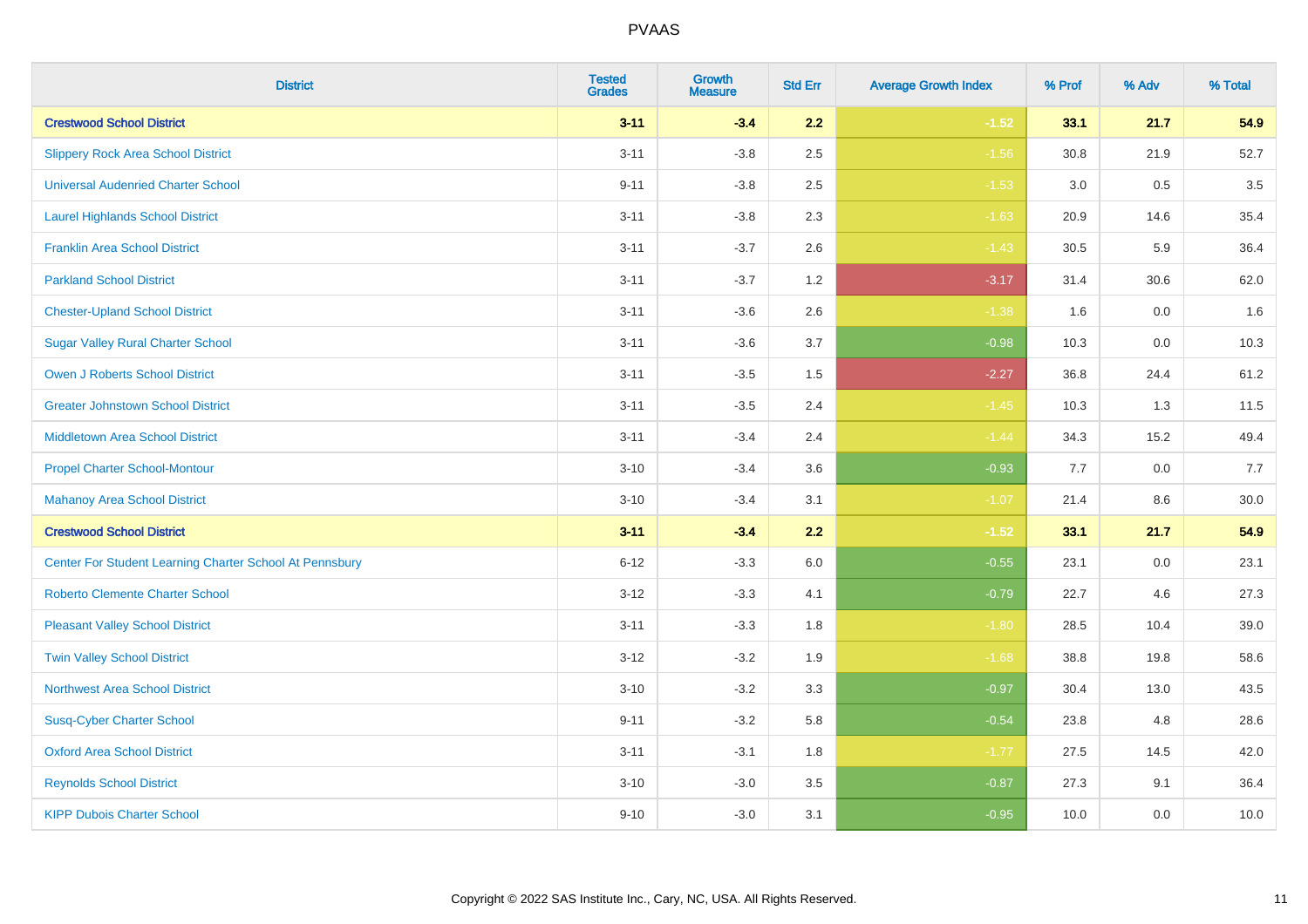| District | Tested Grades | Growth Measure | Std Err | Average Growth Index | % Prof | % Adv | % Total |
|---|---|---|---|---|---|---|---|
| **Crestwood School District** | **3-11** | **-3.4** | **2.2** | **-1.52** | **33.1** | **21.7** | **54.9** |
| Slippery Rock Area School District | 3-11 | -3.8 | 2.5 | -1.56 | 30.8 | 21.9 | 52.7 |
| Universal Audenried Charter School | 9-11 | -3.8 | 2.5 | -1.53 | 3.0 | 0.5 | 3.5 |
| Laurel Highlands School District | 3-11 | -3.8 | 2.3 | -1.63 | 20.9 | 14.6 | 35.4 |
| Franklin Area School District | 3-11 | -3.7 | 2.6 | -1.43 | 30.5 | 5.9 | 36.4 |
| Parkland School District | 3-11 | -3.7 | 1.2 | -3.17 | 31.4 | 30.6 | 62.0 |
| Chester-Upland School District | 3-11 | -3.6 | 2.6 | -1.38 | 1.6 | 0.0 | 1.6 |
| Sugar Valley Rural Charter School | 3-11 | -3.6 | 3.7 | -0.98 | 10.3 | 0.0 | 10.3 |
| Owen J Roberts School District | 3-11 | -3.5 | 1.5 | -2.27 | 36.8 | 24.4 | 61.2 |
| Greater Johnstown School District | 3-11 | -3.5 | 2.4 | -1.45 | 10.3 | 1.3 | 11.5 |
| Middletown Area School District | 3-11 | -3.4 | 2.4 | -1.44 | 34.3 | 15.2 | 49.4 |
| Propel Charter School-Montour | 3-10 | -3.4 | 3.6 | -0.93 | 7.7 | 0.0 | 7.7 |
| Mahanoy Area School District | 3-10 | -3.4 | 3.1 | -1.07 | 21.4 | 8.6 | 30.0 |
| **Crestwood School District** | **3-11** | **-3.4** | **2.2** | **-1.52** | **33.1** | **21.7** | **54.9** |
| Center For Student Learning Charter School At Pennsbury | 6-12 | -3.3 | 6.0 | -0.55 | 23.1 | 0.0 | 23.1 |
| Roberto Clemente Charter School | 3-12 | -3.3 | 4.1 | -0.79 | 22.7 | 4.6 | 27.3 |
| Pleasant Valley School District | 3-11 | -3.3 | 1.8 | -1.80 | 28.5 | 10.4 | 39.0 |
| Twin Valley School District | 3-12 | -3.2 | 1.9 | -1.68 | 38.8 | 19.8 | 58.6 |
| Northwest Area School District | 3-10 | -3.2 | 3.3 | -0.97 | 30.4 | 13.0 | 43.5 |
| Susq-Cyber Charter School | 9-11 | -3.2 | 5.8 | -0.54 | 23.8 | 4.8 | 28.6 |
| Oxford Area School District | 3-11 | -3.1 | 1.8 | -1.77 | 27.5 | 14.5 | 42.0 |
| Reynolds School District | 3-10 | -3.0 | 3.5 | -0.87 | 27.3 | 9.1 | 36.4 |
| KIPP Dubois Charter School | 9-10 | -3.0 | 3.1 | -0.95 | 10.0 | 0.0 | 10.0 |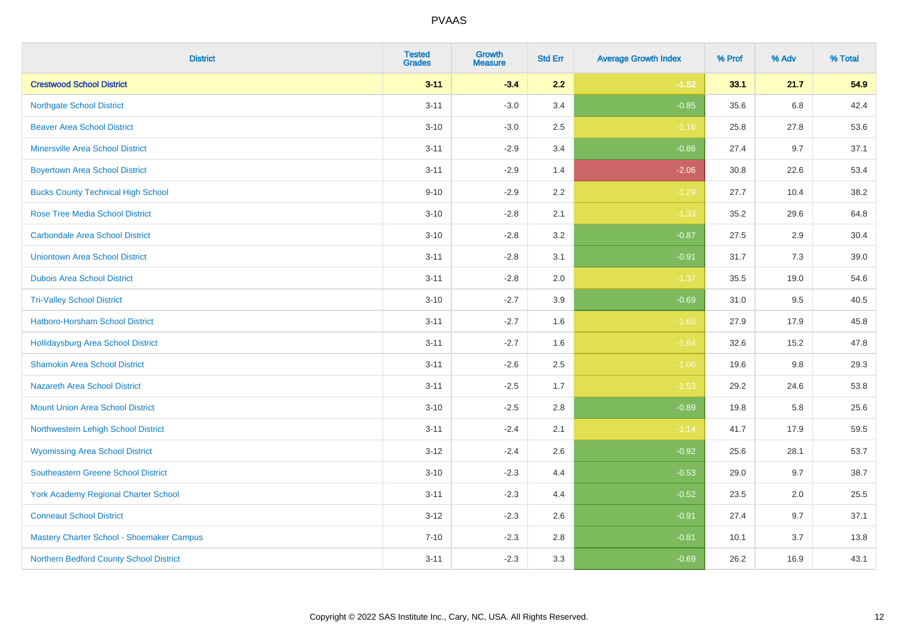| District | Tested Grades | Growth Measure | Std Err | Average Growth Index | % Prof | % Adv | % Total |
|---|---|---|---|---|---|---|---|
| **Crestwood School District** | **3-11** | **-3.4** | **2.2** | **-1.52** | **33.1** | **21.7** | **54.9** |
| Northgate School District | 3-11 | -3.0 | 3.4 | -0.85 | 35.6 | 6.8 | 42.4 |
| Beaver Area School District | 3-10 | -3.0 | 2.5 | -1.16 | 25.8 | 27.8 | 53.6 |
| Minersville Area School District | 3-11 | -2.9 | 3.4 | -0.86 | 27.4 | 9.7 | 37.1 |
| Boyertown Area School District | 3-11 | -2.9 | 1.4 | -2.06 | 30.8 | 22.6 | 53.4 |
| Bucks County Technical High School | 9-10 | -2.9 | 2.2 | -1.29 | 27.7 | 10.4 | 38.2 |
| Rose Tree Media School District | 3-10 | -2.8 | 2.1 | -1.33 | 35.2 | 29.6 | 64.8 |
| Carbondale Area School District | 3-10 | -2.8 | 3.2 | -0.87 | 27.5 | 2.9 | 30.4 |
| Uniontown Area School District | 3-11 | -2.8 | 3.1 | -0.91 | 31.7 | 7.3 | 39.0 |
| Dubois Area School District | 3-11 | -2.8 | 2.0 | -1.37 | 35.5 | 19.0 | 54.6 |
| Tri-Valley School District | 3-10 | -2.7 | 3.9 | -0.69 | 31.0 | 9.5 | 40.5 |
| Hatboro-Horsham School District | 3-11 | -2.7 | 1.6 | -1.65 | 27.9 | 17.9 | 45.8 |
| Hollidaysburg Area School District | 3-11 | -2.7 | 1.6 | -1.64 | 32.6 | 15.2 | 47.8 |
| Shamokin Area School District | 3-11 | -2.6 | 2.5 | -1.06 | 19.6 | 9.8 | 29.3 |
| Nazareth Area School District | 3-11 | -2.5 | 1.7 | -1.53 | 29.2 | 24.6 | 53.8 |
| Mount Union Area School District | 3-10 | -2.5 | 2.8 | -0.89 | 19.8 | 5.8 | 25.6 |
| Northwestern Lehigh School District | 3-11 | -2.4 | 2.1 | -1.14 | 41.7 | 17.9 | 59.5 |
| Wyomissing Area School District | 3-12 | -2.4 | 2.6 | -0.92 | 25.6 | 28.1 | 53.7 |
| Southeastern Greene School District | 3-10 | -2.3 | 4.4 | -0.53 | 29.0 | 9.7 | 38.7 |
| York Academy Regional Charter School | 3-11 | -2.3 | 4.4 | -0.52 | 23.5 | 2.0 | 25.5 |
| Conneaut School District | 3-12 | -2.3 | 2.6 | -0.91 | 27.4 | 9.7 | 37.1 |
| Mastery Charter School - Shoemaker Campus | 7-10 | -2.3 | 2.8 | -0.81 | 10.1 | 3.7 | 13.8 |
| Northern Bedford County School District | 3-11 | -2.3 | 3.3 | -0.69 | 26.2 | 16.9 | 43.1 |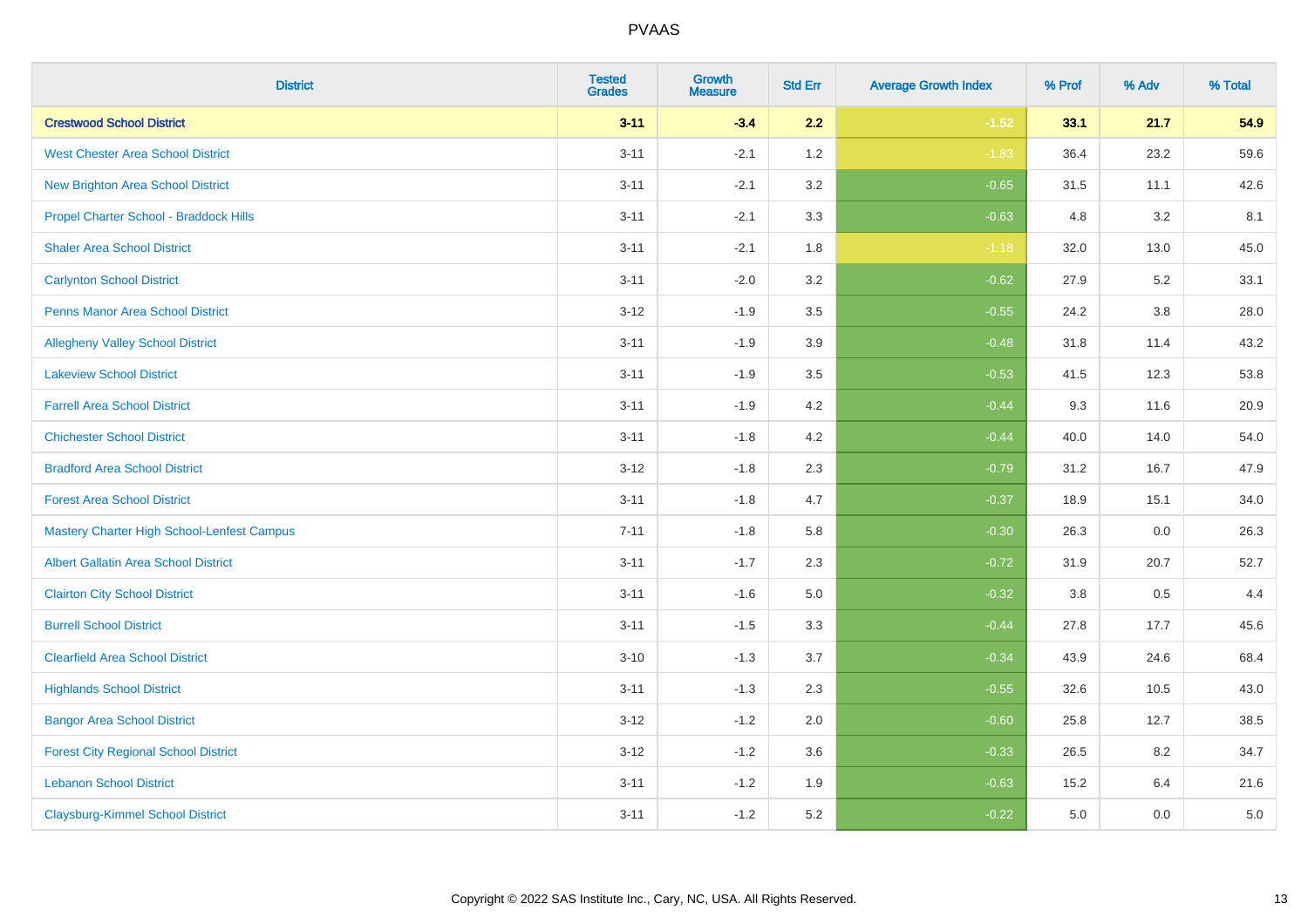| District | Tested Grades | Growth Measure | Std Err | Average Growth Index | % Prof | % Adv | % Total |
|---|---|---|---|---|---|---|---|
| **Crestwood School District** | **3-11** | **-3.4** | **2.2** | **-1.52** | **33.1** | **21.7** | **54.9** |
| West Chester Area School District | 3-11 | -2.1 | 1.2 | -1.83 | 36.4 | 23.2 | 59.6 |
| New Brighton Area School District | 3-11 | -2.1 | 3.2 | -0.65 | 31.5 | 11.1 | 42.6 |
| Propel Charter School - Braddock Hills | 3-11 | -2.1 | 3.3 | -0.63 | 4.8 | 3.2 | 8.1 |
| Shaler Area School District | 3-11 | -2.1 | 1.8 | -1.18 | 32.0 | 13.0 | 45.0 |
| Carlynton School District | 3-11 | -2.0 | 3.2 | -0.62 | 27.9 | 5.2 | 33.1 |
| Penns Manor Area School District | 3-12 | -1.9 | 3.5 | -0.55 | 24.2 | 3.8 | 28.0 |
| Allegheny Valley School District | 3-11 | -1.9 | 3.9 | -0.48 | 31.8 | 11.4 | 43.2 |
| Lakeview School District | 3-11 | -1.9 | 3.5 | -0.53 | 41.5 | 12.3 | 53.8 |
| Farrell Area School District | 3-11 | -1.9 | 4.2 | -0.44 | 9.3 | 11.6 | 20.9 |
| Chichester School District | 3-11 | -1.8 | 4.2 | -0.44 | 40.0 | 14.0 | 54.0 |
| Bradford Area School District | 3-12 | -1.8 | 2.3 | -0.79 | 31.2 | 16.7 | 47.9 |
| Forest Area School District | 3-11 | -1.8 | 4.7 | -0.37 | 18.9 | 15.1 | 34.0 |
| Mastery Charter High School-Lenfest Campus | 7-11 | -1.8 | 5.8 | -0.30 | 26.3 | 0.0 | 26.3 |
| Albert Gallatin Area School District | 3-11 | -1.7 | 2.3 | -0.72 | 31.9 | 20.7 | 52.7 |
| Clairton City School District | 3-11 | -1.6 | 5.0 | -0.32 | 3.8 | 0.5 | 4.4 |
| Burrell School District | 3-11 | -1.5 | 3.3 | -0.44 | 27.8 | 17.7 | 45.6 |
| Clearfield Area School District | 3-10 | -1.3 | 3.7 | -0.34 | 43.9 | 24.6 | 68.4 |
| Highlands School District | 3-11 | -1.3 | 2.3 | -0.55 | 32.6 | 10.5 | 43.0 |
| Bangor Area School District | 3-12 | -1.2 | 2.0 | -0.60 | 25.8 | 12.7 | 38.5 |
| Forest City Regional School District | 3-12 | -1.2 | 3.6 | -0.33 | 26.5 | 8.2 | 34.7 |
| Lebanon School District | 3-11 | -1.2 | 1.9 | -0.63 | 15.2 | 6.4 | 21.6 |
| Claysburg-Kimmel School District | 3-11 | -1.2 | 5.2 | -0.22 | 5.0 | 0.0 | 5.0 |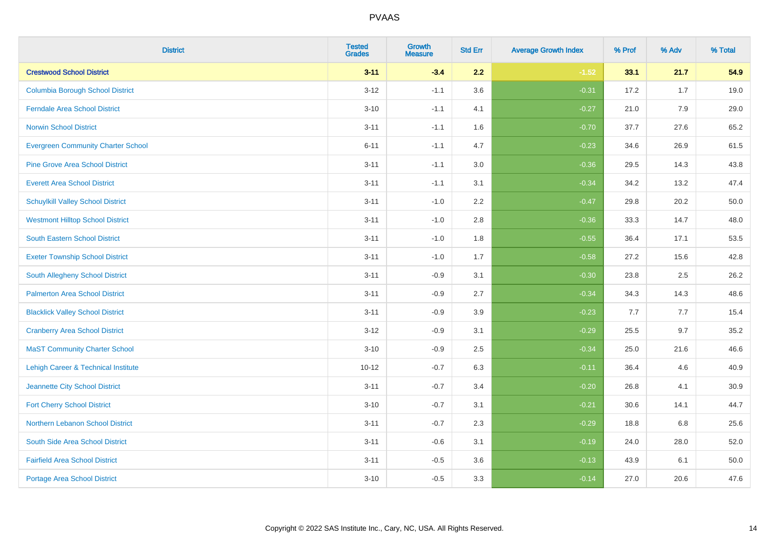PVAAS

| District | Tested Grades | Growth Measure | Std Err | Average Growth Index | % Prof | % Adv | % Total |
|---|---|---|---|---|---|---|---|
| **Crestwood School District** | **3-11** | **-3.4** | **2.2** | **-1.52** | **33.1** | **21.7** | **54.9** |
| Columbia Borough School District | 3-12 | -1.1 | 3.6 | -0.31 | 17.2 | 1.7 | 19.0 |
| Ferndale Area School District | 3-10 | -1.1 | 4.1 | -0.27 | 21.0 | 7.9 | 29.0 |
| Norwin School District | 3-11 | -1.1 | 1.6 | -0.70 | 37.7 | 27.6 | 65.2 |
| Evergreen Community Charter School | 6-11 | -1.1 | 4.7 | -0.23 | 34.6 | 26.9 | 61.5 |
| Pine Grove Area School District | 3-11 | -1.1 | 3.0 | -0.36 | 29.5 | 14.3 | 43.8 |
| Everett Area School District | 3-11 | -1.1 | 3.1 | -0.34 | 34.2 | 13.2 | 47.4 |
| Schuylkill Valley School District | 3-11 | -1.0 | 2.2 | -0.47 | 29.8 | 20.2 | 50.0 |
| Westmont Hilltop School District | 3-11 | -1.0 | 2.8 | -0.36 | 33.3 | 14.7 | 48.0 |
| South Eastern School District | 3-11 | -1.0 | 1.8 | -0.55 | 36.4 | 17.1 | 53.5 |
| Exeter Township School District | 3-11 | -1.0 | 1.7 | -0.58 | 27.2 | 15.6 | 42.8 |
| South Allegheny School District | 3-11 | -0.9 | 3.1 | -0.30 | 23.8 | 2.5 | 26.2 |
| Palmerton Area School District | 3-11 | -0.9 | 2.7 | -0.34 | 34.3 | 14.3 | 48.6 |
| Blacklick Valley School District | 3-11 | -0.9 | 3.9 | -0.23 | 7.7 | 7.7 | 15.4 |
| Cranberry Area School District | 3-12 | -0.9 | 3.1 | -0.29 | 25.5 | 9.7 | 35.2 |
| MaST Community Charter School | 3-10 | -0.9 | 2.5 | -0.34 | 25.0 | 21.6 | 46.6 |
| Lehigh Career & Technical Institute | 10-12 | -0.7 | 6.3 | -0.11 | 36.4 | 4.6 | 40.9 |
| Jeannette City School District | 3-11 | -0.7 | 3.4 | -0.20 | 26.8 | 4.1 | 30.9 |
| Fort Cherry School District | 3-10 | -0.7 | 3.1 | -0.21 | 30.6 | 14.1 | 44.7 |
| Northern Lebanon School District | 3-11 | -0.7 | 2.3 | -0.29 | 18.8 | 6.8 | 25.6 |
| South Side Area School District | 3-11 | -0.6 | 3.1 | -0.19 | 24.0 | 28.0 | 52.0 |
| Fairfield Area School District | 3-11 | -0.5 | 3.6 | -0.13 | 43.9 | 6.1 | 50.0 |
| Portage Area School District | 3-10 | -0.5 | 3.3 | -0.14 | 27.0 | 20.6 | 47.6 |

Copyright © 2022 SAS Institute Inc., Cary, NC, USA. All Rights Reserved.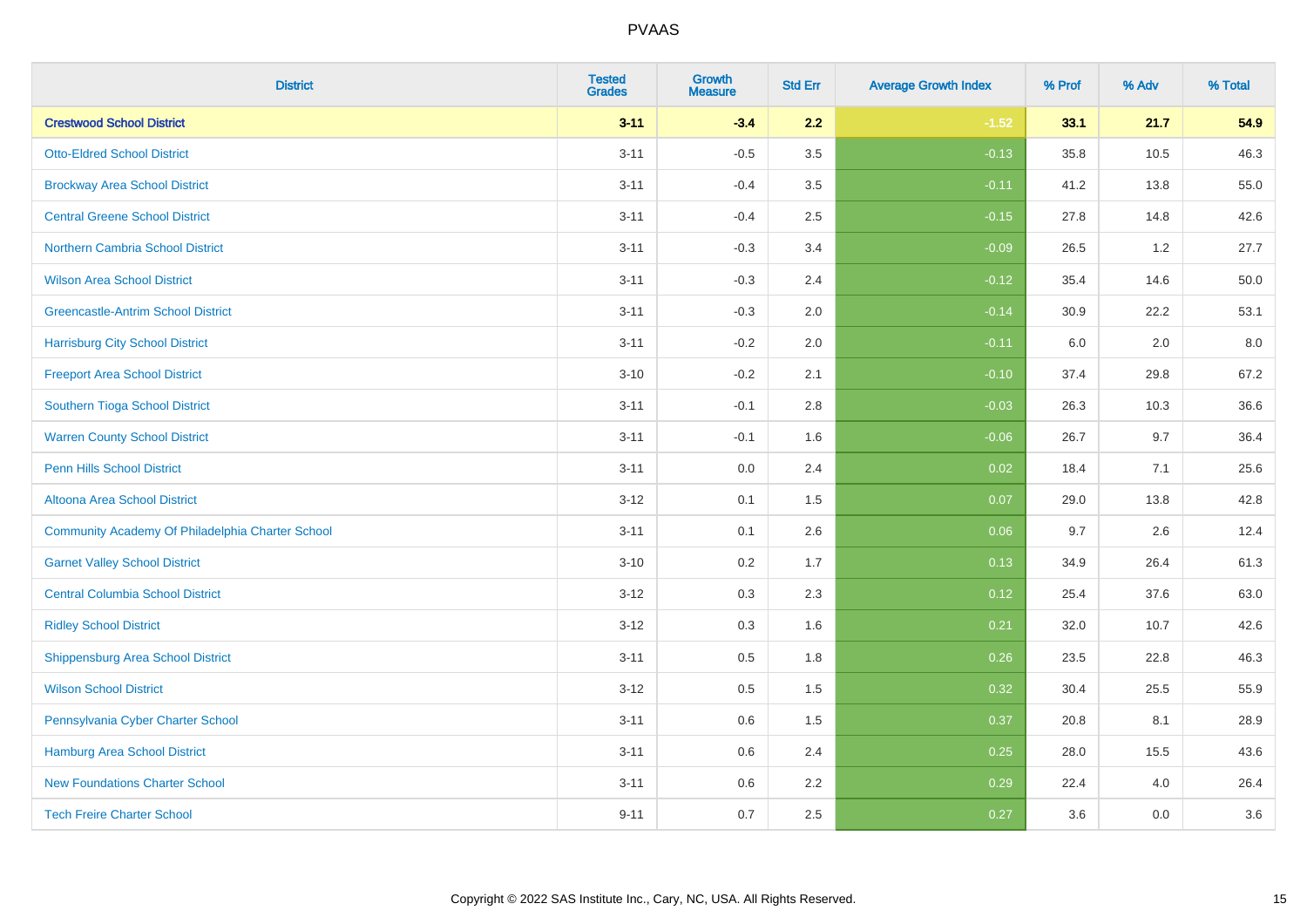| District | Tested Grades | Growth Measure | Std Err | Average Growth Index | % Prof | % Adv | % Total |
|---|---|---|---|---|---|---|---|
| **Crestwood School District** | **3-11** | **-3.4** | **2.2** | **-1.52** | **33.1** | **21.7** | **54.9** |
| Otto-Eldred School District | 3-11 | -0.5 | 3.5 | -0.13 | 35.8 | 10.5 | 46.3 |
| Brockway Area School District | 3-11 | -0.4 | 3.5 | -0.11 | 41.2 | 13.8 | 55.0 |
| Central Greene School District | 3-11 | -0.4 | 2.5 | -0.15 | 27.8 | 14.8 | 42.6 |
| Northern Cambria School District | 3-11 | -0.3 | 3.4 | -0.09 | 26.5 | 1.2 | 27.7 |
| Wilson Area School District | 3-11 | -0.3 | 2.4 | -0.12 | 35.4 | 14.6 | 50.0 |
| Greencastle-Antrim School District | 3-11 | -0.3 | 2.0 | -0.14 | 30.9 | 22.2 | 53.1 |
| Harrisburg City School District | 3-11 | -0.2 | 2.0 | -0.11 | 6.0 | 2.0 | 8.0 |
| Freeport Area School District | 3-10 | -0.2 | 2.1 | -0.10 | 37.4 | 29.8 | 67.2 |
| Southern Tioga School District | 3-11 | -0.1 | 2.8 | -0.03 | 26.3 | 10.3 | 36.6 |
| Warren County School District | 3-11 | -0.1 | 1.6 | -0.06 | 26.7 | 9.7 | 36.4 |
| Penn Hills School District | 3-11 | 0.0 | 2.4 | 0.02 | 18.4 | 7.1 | 25.6 |
| Altoona Area School District | 3-12 | 0.1 | 1.5 | 0.07 | 29.0 | 13.8 | 42.8 |
| Community Academy Of Philadelphia Charter School | 3-11 | 0.1 | 2.6 | 0.06 | 9.7 | 2.6 | 12.4 |
| Garnet Valley School District | 3-10 | 0.2 | 1.7 | 0.13 | 34.9 | 26.4 | 61.3 |
| Central Columbia School District | 3-12 | 0.3 | 2.3 | 0.12 | 25.4 | 37.6 | 63.0 |
| Ridley School District | 3-12 | 0.3 | 1.6 | 0.21 | 32.0 | 10.7 | 42.6 |
| Shippensburg Area School District | 3-11 | 0.5 | 1.8 | 0.26 | 23.5 | 22.8 | 46.3 |
| Wilson School District | 3-12 | 0.5 | 1.5 | 0.32 | 30.4 | 25.5 | 55.9 |
| Pennsylvania Cyber Charter School | 3-11 | 0.6 | 1.5 | 0.37 | 20.8 | 8.1 | 28.9 |
| Hamburg Area School District | 3-11 | 0.6 | 2.4 | 0.25 | 28.0 | 15.5 | 43.6 |
| New Foundations Charter School | 3-11 | 0.6 | 2.2 | 0.29 | 22.4 | 4.0 | 26.4 |
| Tech Freire Charter School | 9-11 | 0.7 | 2.5 | 0.27 | 3.6 | 0.0 | 3.6 |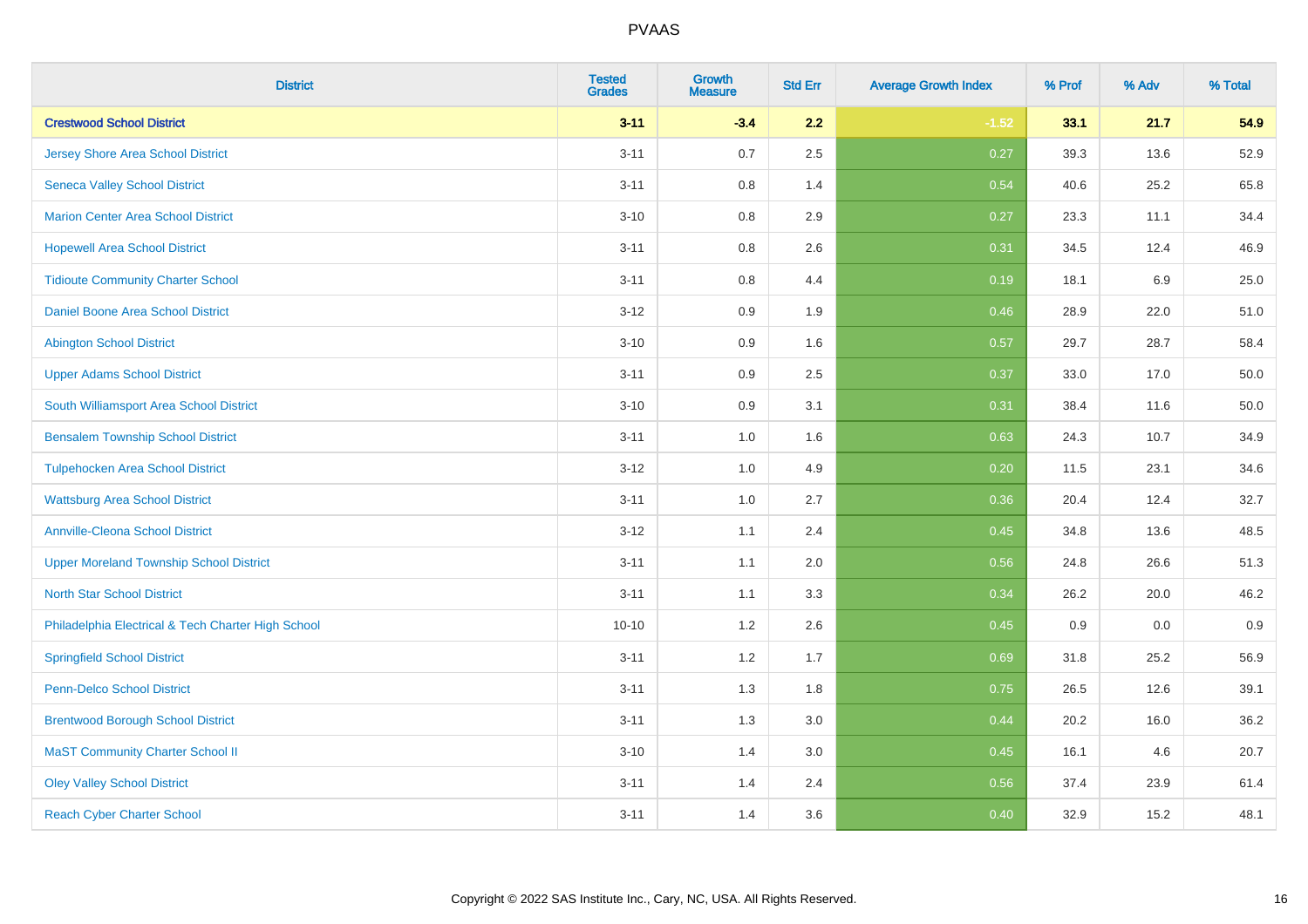| District | Tested Grades | Growth Measure | Std Err | Average Growth Index | % Prof | % Adv | % Total |
|---|---|---|---|---|---|---|---|
| **Crestwood School District** | **3-11** | **-3.4** | **2.2** | **-1.52** | **33.1** | **21.7** | **54.9** |
| Jersey Shore Area School District | 3-11 | 0.7 | 2.5 | 0.27 | 39.3 | 13.6 | 52.9 |
| Seneca Valley School District | 3-11 | 0.8 | 1.4 | 0.54 | 40.6 | 25.2 | 65.8 |
| Marion Center Area School District | 3-10 | 0.8 | 2.9 | 0.27 | 23.3 | 11.1 | 34.4 |
| Hopewell Area School District | 3-11 | 0.8 | 2.6 | 0.31 | 34.5 | 12.4 | 46.9 |
| Tidioute Community Charter School | 3-11 | 0.8 | 4.4 | 0.19 | 18.1 | 6.9 | 25.0 |
| Daniel Boone Area School District | 3-12 | 0.9 | 1.9 | 0.46 | 28.9 | 22.0 | 51.0 |
| Abington School District | 3-10 | 0.9 | 1.6 | 0.57 | 29.7 | 28.7 | 58.4 |
| Upper Adams School District | 3-11 | 0.9 | 2.5 | 0.37 | 33.0 | 17.0 | 50.0 |
| South Williamsport Area School District | 3-10 | 0.9 | 3.1 | 0.31 | 38.4 | 11.6 | 50.0 |
| Bensalem Township School District | 3-11 | 1.0 | 1.6 | 0.63 | 24.3 | 10.7 | 34.9 |
| Tulpehocken Area School District | 3-12 | 1.0 | 4.9 | 0.20 | 11.5 | 23.1 | 34.6 |
| Wattsburg Area School District | 3-11 | 1.0 | 2.7 | 0.36 | 20.4 | 12.4 | 32.7 |
| Annville-Cleona School District | 3-12 | 1.1 | 2.4 | 0.45 | 34.8 | 13.6 | 48.5 |
| Upper Moreland Township School District | 3-11 | 1.1 | 2.0 | 0.56 | 24.8 | 26.6 | 51.3 |
| North Star School District | 3-11 | 1.1 | 3.3 | 0.34 | 26.2 | 20.0 | 46.2 |
| Philadelphia Electrical & Tech Charter High School | 10-10 | 1.2 | 2.6 | 0.45 | 0.9 | 0.0 | 0.9 |
| Springfield School District | 3-11 | 1.2 | 1.7 | 0.69 | 31.8 | 25.2 | 56.9 |
| Penn-Delco School District | 3-11 | 1.3 | 1.8 | 0.75 | 26.5 | 12.6 | 39.1 |
| Brentwood Borough School District | 3-11 | 1.3 | 3.0 | 0.44 | 20.2 | 16.0 | 36.2 |
| MaST Community Charter School II | 3-10 | 1.4 | 3.0 | 0.45 | 16.1 | 4.6 | 20.7 |
| Oley Valley School District | 3-11 | 1.4 | 2.4 | 0.56 | 37.4 | 23.9 | 61.4 |
| Reach Cyber Charter School | 3-11 | 1.4 | 3.6 | 0.40 | 32.9 | 15.2 | 48.1 |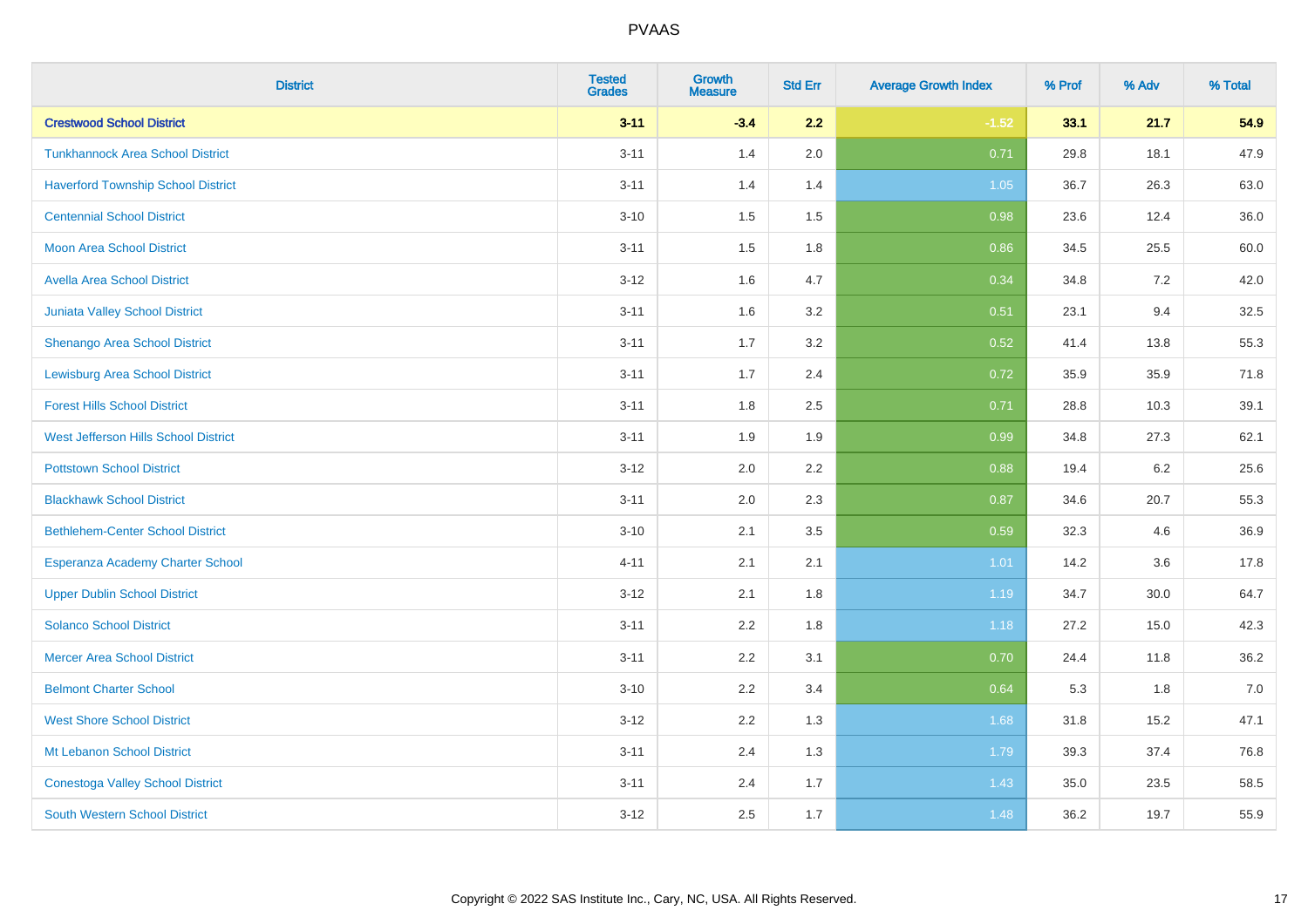| District | Tested Grades | Growth Measure | Std Err | Average Growth Index | % Prof | % Adv | % Total |
|---|---|---|---|---|---|---|---|
| **Crestwood School District** | **3-11** | **-3.4** | **2.2** | **-1.52** | **33.1** | **21.7** | **54.9** |
| Tunkhannock Area School District | 3-11 | 1.4 | 2.0 | 0.71 | 29.8 | 18.1 | 47.9 |
| Haverford Township School District | 3-11 | 1.4 | 1.4 | 1.05 | 36.7 | 26.3 | 63.0 |
| Centennial School District | 3-10 | 1.5 | 1.5 | 0.98 | 23.6 | 12.4 | 36.0 |
| Moon Area School District | 3-11 | 1.5 | 1.8 | 0.86 | 34.5 | 25.5 | 60.0 |
| Avella Area School District | 3-12 | 1.6 | 4.7 | 0.34 | 34.8 | 7.2 | 42.0 |
| Juniata Valley School District | 3-11 | 1.6 | 3.2 | 0.51 | 23.1 | 9.4 | 32.5 |
| Shenango Area School District | 3-11 | 1.7 | 3.2 | 0.52 | 41.4 | 13.8 | 55.3 |
| Lewisburg Area School District | 3-11 | 1.7 | 2.4 | 0.72 | 35.9 | 35.9 | 71.8 |
| Forest Hills School District | 3-11 | 1.8 | 2.5 | 0.71 | 28.8 | 10.3 | 39.1 |
| West Jefferson Hills School District | 3-11 | 1.9 | 1.9 | 0.99 | 34.8 | 27.3 | 62.1 |
| Pottstown School District | 3-12 | 2.0 | 2.2 | 0.88 | 19.4 | 6.2 | 25.6 |
| Blackhawk School District | 3-11 | 2.0 | 2.3 | 0.87 | 34.6 | 20.7 | 55.3 |
| Bethlehem-Center School District | 3-10 | 2.1 | 3.5 | 0.59 | 32.3 | 4.6 | 36.9 |
| Esperanza Academy Charter School | 4-11 | 2.1 | 2.1 | 1.01 | 14.2 | 3.6 | 17.8 |
| Upper Dublin School District | 3-12 | 2.1 | 1.8 | 1.19 | 34.7 | 30.0 | 64.7 |
| Solanco School District | 3-11 | 2.2 | 1.8 | 1.18 | 27.2 | 15.0 | 42.3 |
| Mercer Area School District | 3-11 | 2.2 | 3.1 | 0.70 | 24.4 | 11.8 | 36.2 |
| Belmont Charter School | 3-10 | 2.2 | 3.4 | 0.64 | 5.3 | 1.8 | 7.0 |
| West Shore School District | 3-12 | 2.2 | 1.3 | 1.68 | 31.8 | 15.2 | 47.1 |
| Mt Lebanon School District | 3-11 | 2.4 | 1.3 | 1.79 | 39.3 | 37.4 | 76.8 |
| Conestoga Valley School District | 3-11 | 2.4 | 1.7 | 1.43 | 35.0 | 23.5 | 58.5 |
| South Western School District | 3-12 | 2.5 | 1.7 | 1.48 | 36.2 | 19.7 | 55.9 |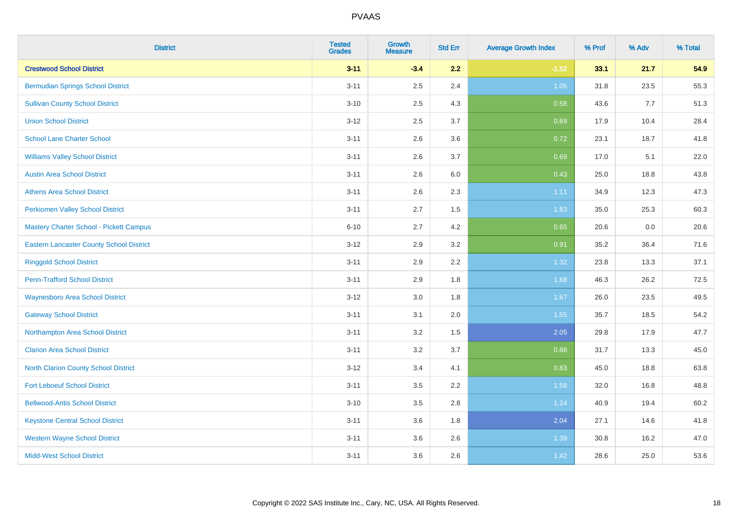# PVAAS

| District | Tested Grades | Growth Measure | Std Err | Average Growth Index | % Prof | % Adv | % Total |
|---|---|---|---|---|---|---|---|
| **Crestwood School District** | **3-11** | **-3.4** | **2.2** | **-1.52** | **33.1** | **21.7** | **54.9** |
| Bermudian Springs School District | 3-11 | 2.5 | 2.4 | 1.05 | 31.8 | 23.5 | 55.3 |
| Sullivan County School District | 3-10 | 2.5 | 4.3 | 0.58 | 43.6 | 7.7 | 51.3 |
| Union School District | 3-12 | 2.5 | 3.7 | 0.69 | 17.9 | 10.4 | 28.4 |
| School Lane Charter School | 3-11 | 2.6 | 3.6 | 0.72 | 23.1 | 18.7 | 41.8 |
| Williams Valley School District | 3-11 | 2.6 | 3.7 | 0.69 | 17.0 | 5.1 | 22.0 |
| Austin Area School District | 3-11 | 2.6 | 6.0 | 0.43 | 25.0 | 18.8 | 43.8 |
| Athens Area School District | 3-11 | 2.6 | 2.3 | 1.11 | 34.9 | 12.3 | 47.3 |
| Perkiomen Valley School District | 3-11 | 2.7 | 1.5 | 1.83 | 35.0 | 25.3 | 60.3 |
| Mastery Charter School - Pickett Campus | 6-10 | 2.7 | 4.2 | 0.65 | 20.6 | 0.0 | 20.6 |
| Eastern Lancaster County School District | 3-12 | 2.9 | 3.2 | 0.91 | 35.2 | 36.4 | 71.6 |
| Ringgold School District | 3-11 | 2.9 | 2.2 | 1.32 | 23.8 | 13.3 | 37.1 |
| Penn-Trafford School District | 3-11 | 2.9 | 1.8 | 1.68 | 46.3 | 26.2 | 72.5 |
| Waynesboro Area School District | 3-12 | 3.0 | 1.8 | 1.67 | 26.0 | 23.5 | 49.5 |
| Gateway School District | 3-11 | 3.1 | 2.0 | 1.55 | 35.7 | 18.5 | 54.2 |
| Northampton Area School District | 3-11 | 3.2 | 1.5 | 2.05 | 29.8 | 17.9 | 47.7 |
| Clarion Area School District | 3-11 | 3.2 | 3.7 | 0.88 | 31.7 | 13.3 | 45.0 |
| North Clarion County School District | 3-12 | 3.4 | 4.1 | 0.83 | 45.0 | 18.8 | 63.8 |
| Fort Leboeuf School District | 3-11 | 3.5 | 2.2 | 1.58 | 32.0 | 16.8 | 48.8 |
| Bellwood-Antis School District | 3-10 | 3.5 | 2.8 | 1.24 | 40.9 | 19.4 | 60.2 |
| Keystone Central School District | 3-11 | 3.6 | 1.8 | 2.04 | 27.1 | 14.6 | 41.8 |
| Western Wayne School District | 3-11 | 3.6 | 2.6 | 1.39 | 30.8 | 16.2 | 47.0 |
| Midd-West School District | 3-11 | 3.6 | 2.6 | 1.42 | 28.6 | 25.0 | 53.6 |

Copyright © 2022 SAS Institute Inc., Cary, NC, USA. All Rights Reserved.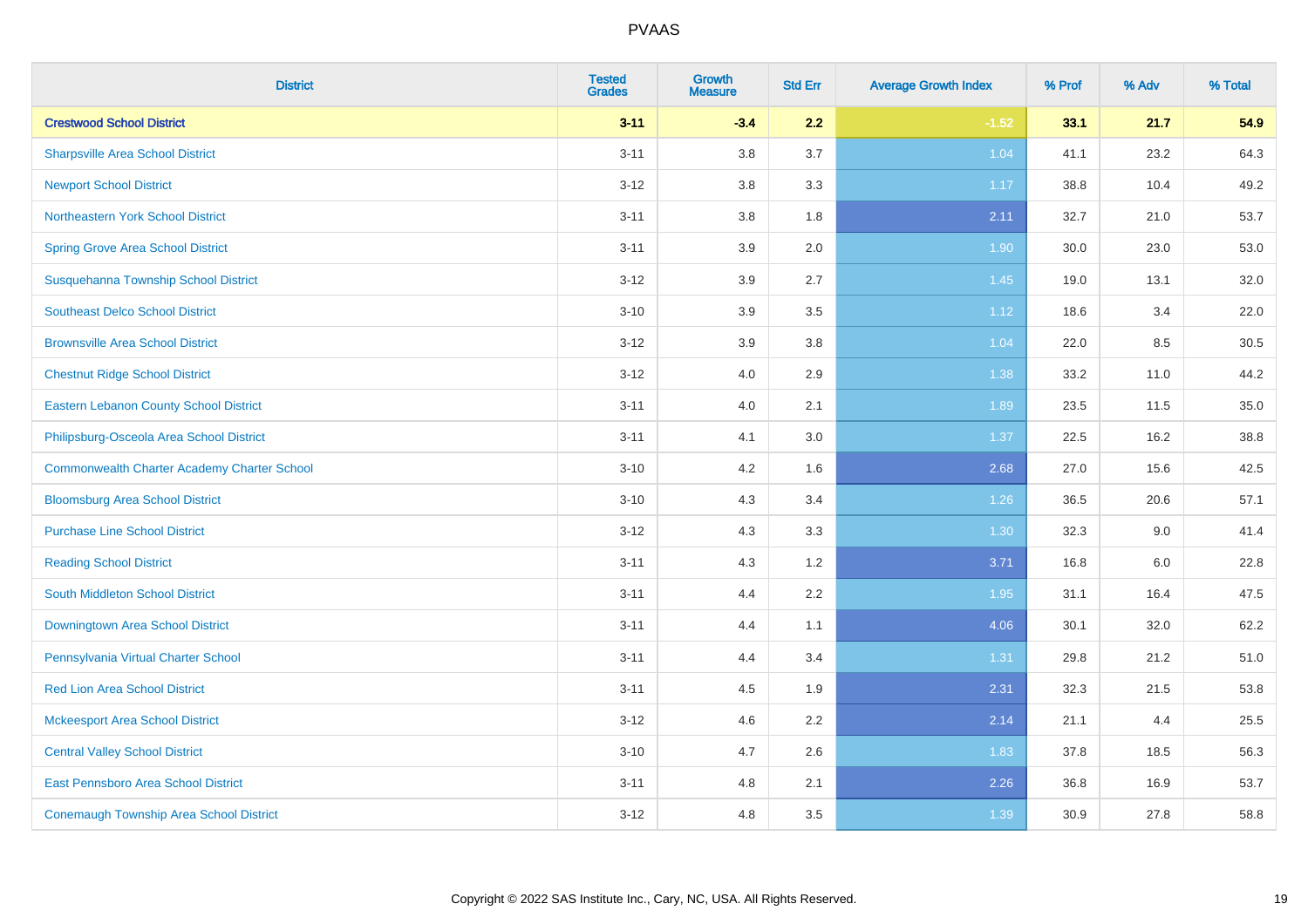| District | Tested Grades | Growth Measure | Std Err | Average Growth Index | % Prof | % Adv | % Total |
|---|---|---|---|---|---|---|---|
| **Crestwood School District** | **3-11** | **-3.4** | **2.2** | **-1.52** | **33.1** | **21.7** | **54.9** |
| Sharpsville Area School District | 3-11 | 3.8 | 3.7 | 1.04 | 41.1 | 23.2 | 64.3 |
| Newport School District | 3-12 | 3.8 | 3.3 | 1.17 | 38.8 | 10.4 | 49.2 |
| Northeastern York School District | 3-11 | 3.8 | 1.8 | 2.11 | 32.7 | 21.0 | 53.7 |
| Spring Grove Area School District | 3-11 | 3.9 | 2.0 | 1.90 | 30.0 | 23.0 | 53.0 |
| Susquehanna Township School District | 3-12 | 3.9 | 2.7 | 1.45 | 19.0 | 13.1 | 32.0 |
| Southeast Delco School District | 3-10 | 3.9 | 3.5 | 1.12 | 18.6 | 3.4 | 22.0 |
| Brownsville Area School District | 3-12 | 3.9 | 3.8 | 1.04 | 22.0 | 8.5 | 30.5 |
| Chestnut Ridge School District | 3-12 | 4.0 | 2.9 | 1.38 | 33.2 | 11.0 | 44.2 |
| Eastern Lebanon County School District | 3-11 | 4.0 | 2.1 | 1.89 | 23.5 | 11.5 | 35.0 |
| Philipsburg-Osceola Area School District | 3-11 | 4.1 | 3.0 | 1.37 | 22.5 | 16.2 | 38.8 |
| Commonwealth Charter Academy Charter School | 3-10 | 4.2 | 1.6 | 2.68 | 27.0 | 15.6 | 42.5 |
| Bloomsburg Area School District | 3-10 | 4.3 | 3.4 | 1.26 | 36.5 | 20.6 | 57.1 |
| Purchase Line School District | 3-12 | 4.3 | 3.3 | 1.30 | 32.3 | 9.0 | 41.4 |
| Reading School District | 3-11 | 4.3 | 1.2 | 3.71 | 16.8 | 6.0 | 22.8 |
| South Middleton School District | 3-11 | 4.4 | 2.2 | 1.95 | 31.1 | 16.4 | 47.5 |
| Downingtown Area School District | 3-11 | 4.4 | 1.1 | 4.06 | 30.1 | 32.0 | 62.2 |
| Pennsylvania Virtual Charter School | 3-11 | 4.4 | 3.4 | 1.31 | 29.8 | 21.2 | 51.0 |
| Red Lion Area School District | 3-11 | 4.5 | 1.9 | 2.31 | 32.3 | 21.5 | 53.8 |
| Mckeesport Area School District | 3-12 | 4.6 | 2.2 | 2.14 | 21.1 | 4.4 | 25.5 |
| Central Valley School District | 3-10 | 4.7 | 2.6 | 1.83 | 37.8 | 18.5 | 56.3 |
| East Pennsboro Area School District | 3-11 | 4.8 | 2.1 | 2.26 | 36.8 | 16.9 | 53.7 |
| Conemaugh Township Area School District | 3-12 | 4.8 | 3.5 | 1.39 | 30.9 | 27.8 | 58.8 |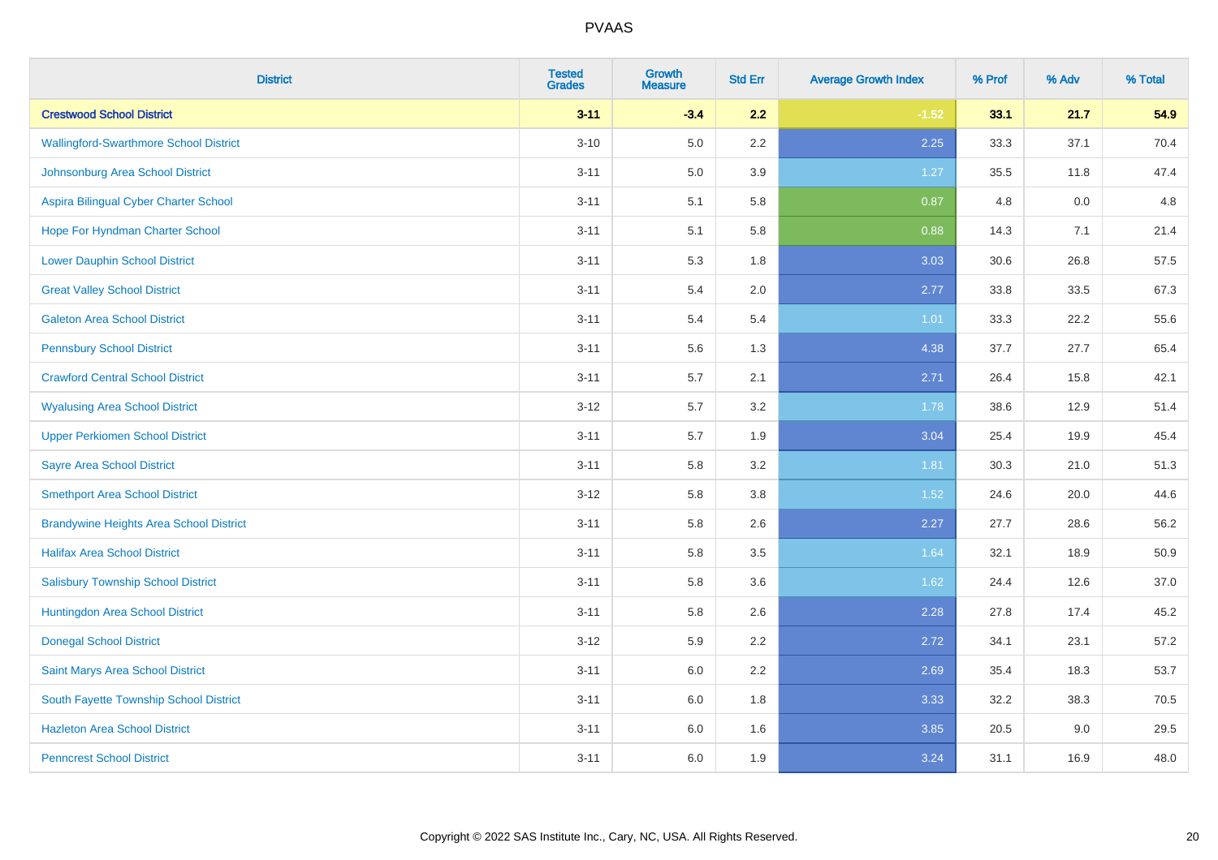# PVAAS

| District | Tested Grades | Growth Measure | Std Err | Average Growth Index | % Prof | % Adv | % Total |
|---|---|---|---|---|---|---|---|
| **Crestwood School District** | **3-11** | **-3.4** | **2.2** | **-1.52** | **33.1** | **21.7** | **54.9** |
| Wallingford-Swarthmore School District | 3-10 | 5.0 | 2.2 | 2.25 | 33.3 | 37.1 | 70.4 |
| Johnsonburg Area School District | 3-11 | 5.0 | 3.9 | 1.27 | 35.5 | 11.8 | 47.4 |
| Aspira Bilingual Cyber Charter School | 3-11 | 5.1 | 5.8 | 0.87 | 4.8 | 0.0 | 4.8 |
| Hope For Hyndman Charter School | 3-11 | 5.1 | 5.8 | 0.88 | 14.3 | 7.1 | 21.4 |
| Lower Dauphin School District | 3-11 | 5.3 | 1.8 | 3.03 | 30.6 | 26.8 | 57.5 |
| Great Valley School District | 3-11 | 5.4 | 2.0 | 2.77 | 33.8 | 33.5 | 67.3 |
| Galeton Area School District | 3-11 | 5.4 | 5.4 | 1.01 | 33.3 | 22.2 | 55.6 |
| Pennsbury School District | 3-11 | 5.6 | 1.3 | 4.38 | 37.7 | 27.7 | 65.4 |
| Crawford Central School District | 3-11 | 5.7 | 2.1 | 2.71 | 26.4 | 15.8 | 42.1 |
| Wyalusing Area School District | 3-12 | 5.7 | 3.2 | 1.78 | 38.6 | 12.9 | 51.4 |
| Upper Perkiomen School District | 3-11 | 5.7 | 1.9 | 3.04 | 25.4 | 19.9 | 45.4 |
| Sayre Area School District | 3-11 | 5.8 | 3.2 | 1.81 | 30.3 | 21.0 | 51.3 |
| Smethport Area School District | 3-12 | 5.8 | 3.8 | 1.52 | 24.6 | 20.0 | 44.6 |
| Brandywine Heights Area School District | 3-11 | 5.8 | 2.6 | 2.27 | 27.7 | 28.6 | 56.2 |
| Halifax Area School District | 3-11 | 5.8 | 3.5 | 1.64 | 32.1 | 18.9 | 50.9 |
| Salisbury Township School District | 3-11 | 5.8 | 3.6 | 1.62 | 24.4 | 12.6 | 37.0 |
| Huntingdon Area School District | 3-11 | 5.8 | 2.6 | 2.28 | 27.8 | 17.4 | 45.2 |
| Donegal School District | 3-12 | 5.9 | 2.2 | 2.72 | 34.1 | 23.1 | 57.2 |
| Saint Marys Area School District | 3-11 | 6.0 | 2.2 | 2.69 | 35.4 | 18.3 | 53.7 |
| South Fayette Township School District | 3-11 | 6.0 | 1.8 | 3.33 | 32.2 | 38.3 | 70.5 |
| Hazleton Area School District | 3-11 | 6.0 | 1.6 | 3.85 | 20.5 | 9.0 | 29.5 |
| Penncrest School District | 3-11 | 6.0 | 1.9 | 3.24 | 31.1 | 16.9 | 48.0 |

Copyright © 2022 SAS Institute Inc., Cary, NC, USA. All Rights Reserved.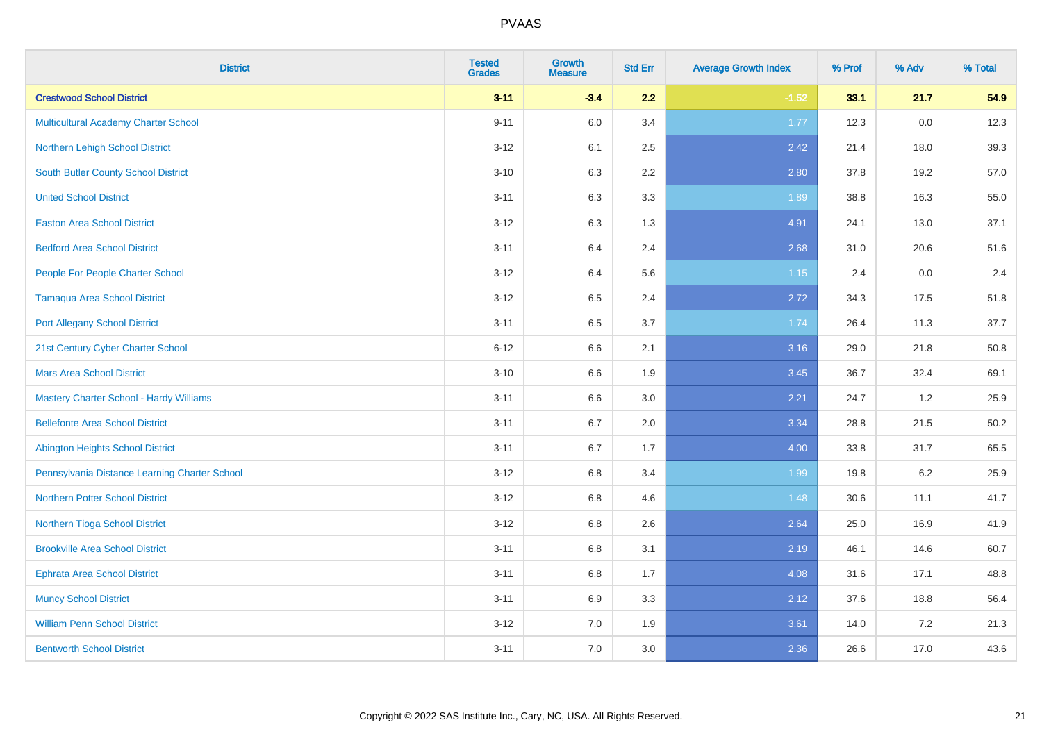# PVAAS

| District | Tested Grades | Growth Measure | Std Err | Average Growth Index | % Prof | % Adv | % Total |
|---|---|---|---|---|---|---|---|
| **Crestwood School District** | **3-11** | **-3.4** | **2.2** | **-1.52** | **33.1** | **21.7** | **54.9** |
| Multicultural Academy Charter School | 9-11 | 6.0 | 3.4 | 1.77 | 12.3 | 0.0 | 12.3 |
| Northern Lehigh School District | 3-12 | 6.1 | 2.5 | 2.42 | 21.4 | 18.0 | 39.3 |
| South Butler County School District | 3-10 | 6.3 | 2.2 | 2.80 | 37.8 | 19.2 | 57.0 |
| United School District | 3-11 | 6.3 | 3.3 | 1.89 | 38.8 | 16.3 | 55.0 |
| Easton Area School District | 3-12 | 6.3 | 1.3 | 4.91 | 24.1 | 13.0 | 37.1 |
| Bedford Area School District | 3-11 | 6.4 | 2.4 | 2.68 | 31.0 | 20.6 | 51.6 |
| People For People Charter School | 3-12 | 6.4 | 5.6 | 1.15 | 2.4 | 0.0 | 2.4 |
| Tamaqua Area School District | 3-12 | 6.5 | 2.4 | 2.72 | 34.3 | 17.5 | 51.8 |
| Port Allegany School District | 3-11 | 6.5 | 3.7 | 1.74 | 26.4 | 11.3 | 37.7 |
| 21st Century Cyber Charter School | 6-12 | 6.6 | 2.1 | 3.16 | 29.0 | 21.8 | 50.8 |
| Mars Area School District | 3-10 | 6.6 | 1.9 | 3.45 | 36.7 | 32.4 | 69.1 |
| Mastery Charter School - Hardy Williams | 3-11 | 6.6 | 3.0 | 2.21 | 24.7 | 1.2 | 25.9 |
| Bellefonte Area School District | 3-11 | 6.7 | 2.0 | 3.34 | 28.8 | 21.5 | 50.2 |
| Abington Heights School District | 3-11 | 6.7 | 1.7 | 4.00 | 33.8 | 31.7 | 65.5 |
| Pennsylvania Distance Learning Charter School | 3-12 | 6.8 | 3.4 | 1.99 | 19.8 | 6.2 | 25.9 |
| Northern Potter School District | 3-12 | 6.8 | 4.6 | 1.48 | 30.6 | 11.1 | 41.7 |
| Northern Tioga School District | 3-12 | 6.8 | 2.6 | 2.64 | 25.0 | 16.9 | 41.9 |
| Brookville Area School District | 3-11 | 6.8 | 3.1 | 2.19 | 46.1 | 14.6 | 60.7 |
| Ephrata Area School District | 3-11 | 6.8 | 1.7 | 4.08 | 31.6 | 17.1 | 48.8 |
| Muncy School District | 3-11 | 6.9 | 3.3 | 2.12 | 37.6 | 18.8 | 56.4 |
| William Penn School District | 3-12 | 7.0 | 1.9 | 3.61 | 14.0 | 7.2 | 21.3 |
| Bentworth School District | 3-11 | 7.0 | 3.0 | 2.36 | 26.6 | 17.0 | 43.6 |

Copyright © 2022 SAS Institute Inc., Cary, NC, USA. All Rights Reserved.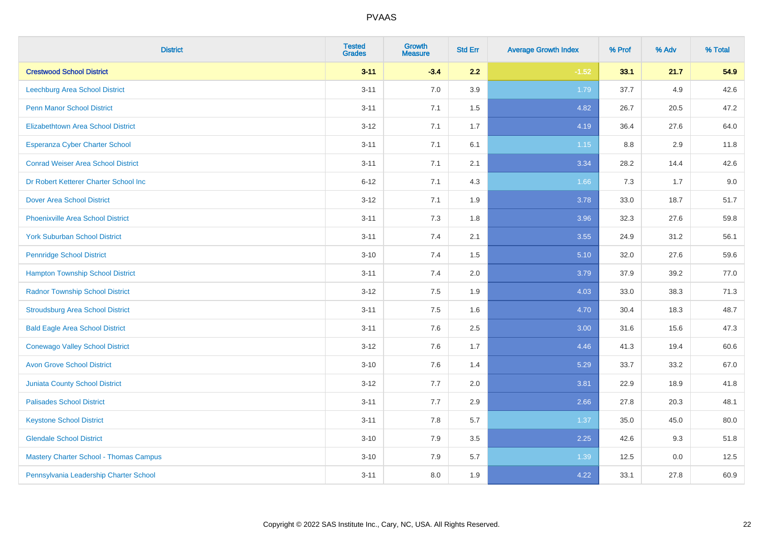| District | Tested Grades | Growth Measure | Std Err | Average Growth Index | % Prof | % Adv | % Total |
|---|---|---|---|---|---|---|---|
| **Crestwood School District** | **3-11** | **-3.4** | **2.2** | **-1.52** | **33.1** | **21.7** | **54.9** |
| Leechburg Area School District | 3-11 | 7.0 | 3.9 | 1.79 | 37.7 | 4.9 | 42.6 |
| Penn Manor School District | 3-11 | 7.1 | 1.5 | 4.82 | 26.7 | 20.5 | 47.2 |
| Elizabethtown Area School District | 3-12 | 7.1 | 1.7 | 4.19 | 36.4 | 27.6 | 64.0 |
| Esperanza Cyber Charter School | 3-11 | 7.1 | 6.1 | 1.15 | 8.8 | 2.9 | 11.8 |
| Conrad Weiser Area School District | 3-11 | 7.1 | 2.1 | 3.34 | 28.2 | 14.4 | 42.6 |
| Dr Robert Ketterer Charter School Inc | 6-12 | 7.1 | 4.3 | 1.66 | 7.3 | 1.7 | 9.0 |
| Dover Area School District | 3-12 | 7.1 | 1.9 | 3.78 | 33.0 | 18.7 | 51.7 |
| Phoenixville Area School District | 3-11 | 7.3 | 1.8 | 3.96 | 32.3 | 27.6 | 59.8 |
| York Suburban School District | 3-11 | 7.4 | 2.1 | 3.55 | 24.9 | 31.2 | 56.1 |
| Pennridge School District | 3-10 | 7.4 | 1.5 | 5.10 | 32.0 | 27.6 | 59.6 |
| Hampton Township School District | 3-11 | 7.4 | 2.0 | 3.79 | 37.9 | 39.2 | 77.0 |
| Radnor Township School District | 3-12 | 7.5 | 1.9 | 4.03 | 33.0 | 38.3 | 71.3 |
| Stroudsburg Area School District | 3-11 | 7.5 | 1.6 | 4.70 | 30.4 | 18.3 | 48.7 |
| Bald Eagle Area School District | 3-11 | 7.6 | 2.5 | 3.00 | 31.6 | 15.6 | 47.3 |
| Conewago Valley School District | 3-12 | 7.6 | 1.7 | 4.46 | 41.3 | 19.4 | 60.6 |
| Avon Grove School District | 3-10 | 7.6 | 1.4 | 5.29 | 33.7 | 33.2 | 67.0 |
| Juniata County School District | 3-12 | 7.7 | 2.0 | 3.81 | 22.9 | 18.9 | 41.8 |
| Palisades School District | 3-11 | 7.7 | 2.9 | 2.66 | 27.8 | 20.3 | 48.1 |
| Keystone School District | 3-11 | 7.8 | 5.7 | 1.37 | 35.0 | 45.0 | 80.0 |
| Glendale School District | 3-10 | 7.9 | 3.5 | 2.25 | 42.6 | 9.3 | 51.8 |
| Mastery Charter School - Thomas Campus | 3-10 | 7.9 | 5.7 | 1.39 | 12.5 | 0.0 | 12.5 |
| Pennsylvania Leadership Charter School | 3-11 | 8.0 | 1.9 | 4.22 | 33.1 | 27.8 | 60.9 |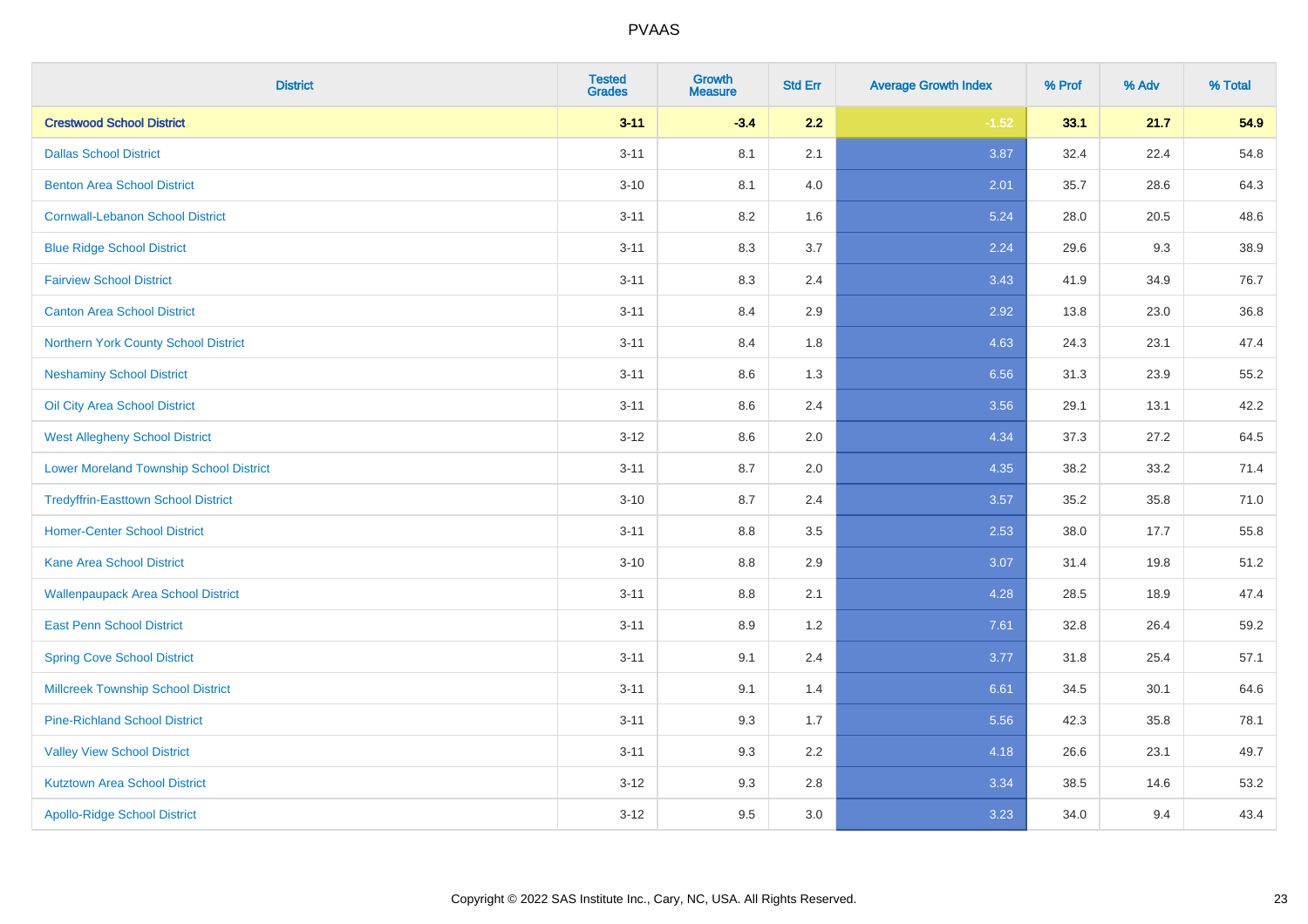| District | Tested Grades | Growth Measure | Std Err | Average Growth Index | % Prof | % Adv | % Total |
|---|---|---|---|---|---|---|---|
| **Crestwood School District** | **3-11** | **-3.4** | **2.2** | **-1.52** | **33.1** | **21.7** | **54.9** |
| Dallas School District | 3-11 | 8.1 | 2.1 | 3.87 | 32.4 | 22.4 | 54.8 |
| Benton Area School District | 3-10 | 8.1 | 4.0 | 2.01 | 35.7 | 28.6 | 64.3 |
| Cornwall-Lebanon School District | 3-11 | 8.2 | 1.6 | 5.24 | 28.0 | 20.5 | 48.6 |
| Blue Ridge School District | 3-11 | 8.3 | 3.7 | 2.24 | 29.6 | 9.3 | 38.9 |
| Fairview School District | 3-11 | 8.3 | 2.4 | 3.43 | 41.9 | 34.9 | 76.7 |
| Canton Area School District | 3-11 | 8.4 | 2.9 | 2.92 | 13.8 | 23.0 | 36.8 |
| Northern York County School District | 3-11 | 8.4 | 1.8 | 4.63 | 24.3 | 23.1 | 47.4 |
| Neshaminy School District | 3-11 | 8.6 | 1.3 | 6.56 | 31.3 | 23.9 | 55.2 |
| Oil City Area School District | 3-11 | 8.6 | 2.4 | 3.56 | 29.1 | 13.1 | 42.2 |
| West Allegheny School District | 3-12 | 8.6 | 2.0 | 4.34 | 37.3 | 27.2 | 64.5 |
| Lower Moreland Township School District | 3-11 | 8.7 | 2.0 | 4.35 | 38.2 | 33.2 | 71.4 |
| Tredyffrin-Easttown School District | 3-10 | 8.7 | 2.4 | 3.57 | 35.2 | 35.8 | 71.0 |
| Homer-Center School District | 3-11 | 8.8 | 3.5 | 2.53 | 38.0 | 17.7 | 55.8 |
| Kane Area School District | 3-10 | 8.8 | 2.9 | 3.07 | 31.4 | 19.8 | 51.2 |
| Wallenpaupack Area School District | 3-11 | 8.8 | 2.1 | 4.28 | 28.5 | 18.9 | 47.4 |
| East Penn School District | 3-11 | 8.9 | 1.2 | 7.61 | 32.8 | 26.4 | 59.2 |
| Spring Cove School District | 3-11 | 9.1 | 2.4 | 3.77 | 31.8 | 25.4 | 57.1 |
| Millcreek Township School District | 3-11 | 9.1 | 1.4 | 6.61 | 34.5 | 30.1 | 64.6 |
| Pine-Richland School District | 3-11 | 9.3 | 1.7 | 5.56 | 42.3 | 35.8 | 78.1 |
| Valley View School District | 3-11 | 9.3 | 2.2 | 4.18 | 26.6 | 23.1 | 49.7 |
| Kutztown Area School District | 3-12 | 9.3 | 2.8 | 3.34 | 38.5 | 14.6 | 53.2 |
| Apollo-Ridge School District | 3-12 | 9.5 | 3.0 | 3.23 | 34.0 | 9.4 | 43.4 |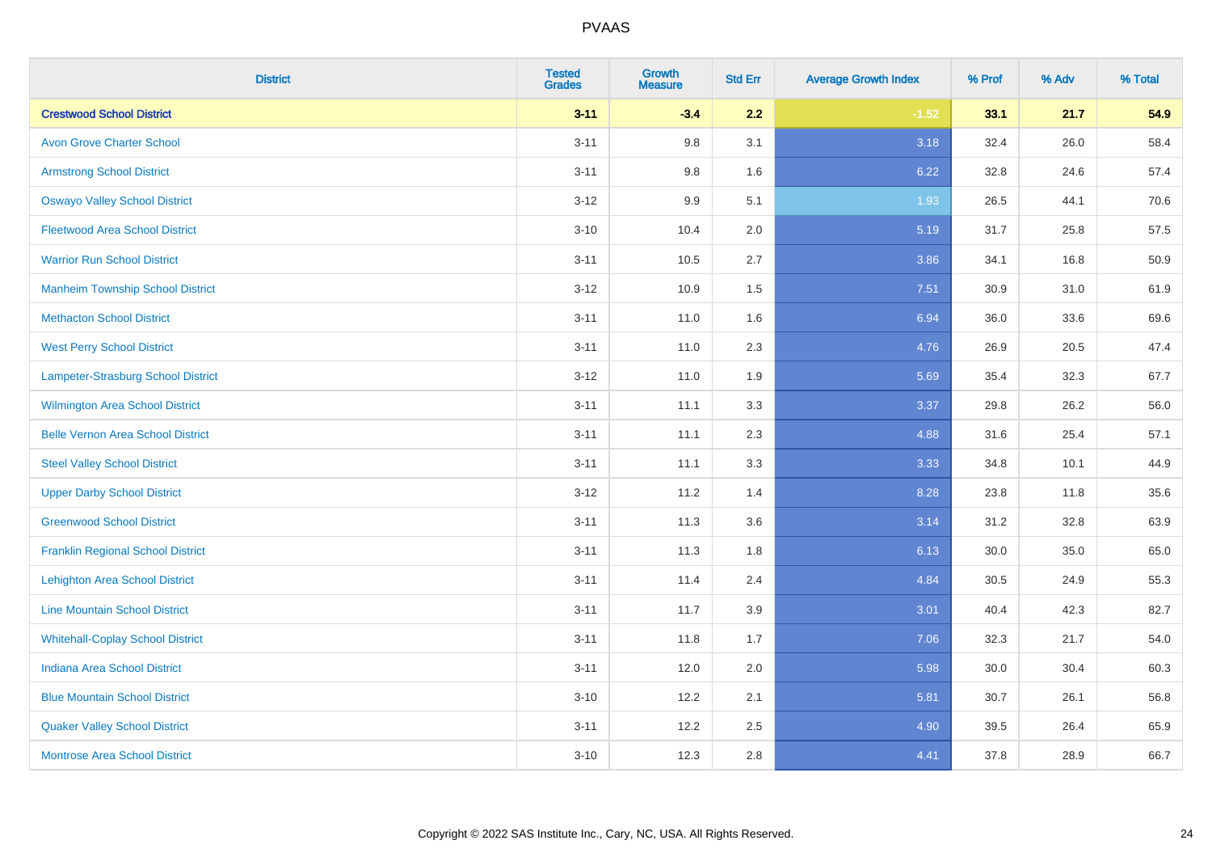# PVAAS

| District | Tested Grades | Growth Measure | Std Err | Average Growth Index | % Prof | % Adv | % Total |
|---|---|---|---|---|---|---|---|
| **Crestwood School District** | **3-11** | **-3.4** | **2.2** | **-1.52** | **33.1** | **21.7** | **54.9** |
| Avon Grove Charter School | 3-11 | 9.8 | 3.1 | 3.18 | 32.4 | 26.0 | 58.4 |
| Armstrong School District | 3-11 | 9.8 | 1.6 | 6.22 | 32.8 | 24.6 | 57.4 |
| Oswayo Valley School District | 3-12 | 9.9 | 5.1 | 1.93 | 26.5 | 44.1 | 70.6 |
| Fleetwood Area School District | 3-10 | 10.4 | 2.0 | 5.19 | 31.7 | 25.8 | 57.5 |
| Warrior Run School District | 3-11 | 10.5 | 2.7 | 3.86 | 34.1 | 16.8 | 50.9 |
| Manheim Township School District | 3-12 | 10.9 | 1.5 | 7.51 | 30.9 | 31.0 | 61.9 |
| Methacton School District | 3-11 | 11.0 | 1.6 | 6.94 | 36.0 | 33.6 | 69.6 |
| West Perry School District | 3-11 | 11.0 | 2.3 | 4.76 | 26.9 | 20.5 | 47.4 |
| Lampeter-Strasburg School District | 3-12 | 11.0 | 1.9 | 5.69 | 35.4 | 32.3 | 67.7 |
| Wilmington Area School District | 3-11 | 11.1 | 3.3 | 3.37 | 29.8 | 26.2 | 56.0 |
| Belle Vernon Area School District | 3-11 | 11.1 | 2.3 | 4.88 | 31.6 | 25.4 | 57.1 |
| Steel Valley School District | 3-11 | 11.1 | 3.3 | 3.33 | 34.8 | 10.1 | 44.9 |
| Upper Darby School District | 3-12 | 11.2 | 1.4 | 8.28 | 23.8 | 11.8 | 35.6 |
| Greenwood School District | 3-11 | 11.3 | 3.6 | 3.14 | 31.2 | 32.8 | 63.9 |
| Franklin Regional School District | 3-11 | 11.3 | 1.8 | 6.13 | 30.0 | 35.0 | 65.0 |
| Lehighton Area School District | 3-11 | 11.4 | 2.4 | 4.84 | 30.5 | 24.9 | 55.3 |
| Line Mountain School District | 3-11 | 11.7 | 3.9 | 3.01 | 40.4 | 42.3 | 82.7 |
| Whitehall-Coplay School District | 3-11 | 11.8 | 1.7 | 7.06 | 32.3 | 21.7 | 54.0 |
| Indiana Area School District | 3-11 | 12.0 | 2.0 | 5.98 | 30.0 | 30.4 | 60.3 |
| Blue Mountain School District | 3-10 | 12.2 | 2.1 | 5.81 | 30.7 | 26.1 | 56.8 |
| Quaker Valley School District | 3-11 | 12.2 | 2.5 | 4.90 | 39.5 | 26.4 | 65.9 |
| Montrose Area School District | 3-10 | 12.3 | 2.8 | 4.41 | 37.8 | 28.9 | 66.7 |

Copyright © 2022 SAS Institute Inc., Cary, NC, USA. All Rights Reserved.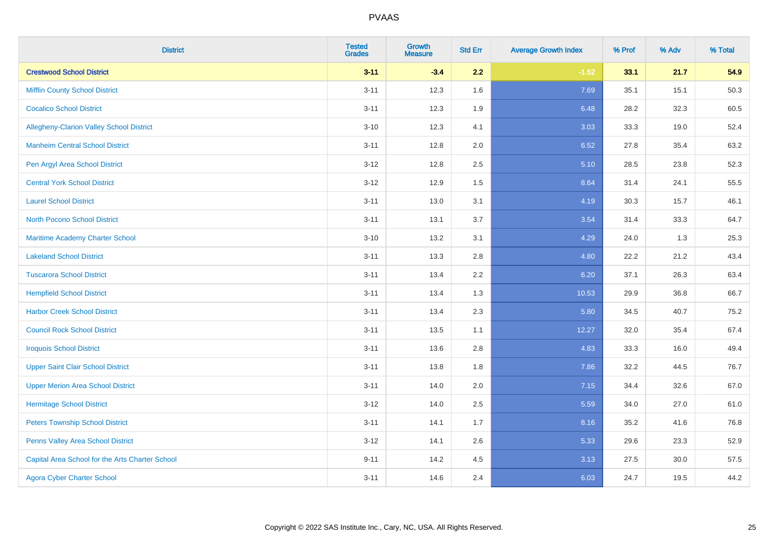# PVAAS

| District | Tested Grades | Growth Measure | Std Err | Average Growth Index | % Prof | % Adv | % Total |
|---|---|---|---|---|---|---|---|
| **Crestwood School District** | **3-11** | **-3.4** | **2.2** | **-1.52** | **33.1** | **21.7** | **54.9** |
| Mifflin County School District | 3-11 | 12.3 | 1.6 | 7.69 | 35.1 | 15.1 | 50.3 |
| Cocalico School District | 3-11 | 12.3 | 1.9 | 6.48 | 28.2 | 32.3 | 60.5 |
| Allegheny-Clarion Valley School District | 3-10 | 12.3 | 4.1 | 3.03 | 33.3 | 19.0 | 52.4 |
| Manheim Central School District | 3-11 | 12.8 | 2.0 | 6.52 | 27.8 | 35.4 | 63.2 |
| Pen Argyl Area School District | 3-12 | 12.8 | 2.5 | 5.10 | 28.5 | 23.8 | 52.3 |
| Central York School District | 3-12 | 12.9 | 1.5 | 8.64 | 31.4 | 24.1 | 55.5 |
| Laurel School District | 3-11 | 13.0 | 3.1 | 4.19 | 30.3 | 15.7 | 46.1 |
| North Pocono School District | 3-11 | 13.1 | 3.7 | 3.54 | 31.4 | 33.3 | 64.7 |
| Maritime Academy Charter School | 3-10 | 13.2 | 3.1 | 4.29 | 24.0 | 1.3 | 25.3 |
| Lakeland School District | 3-11 | 13.3 | 2.8 | 4.80 | 22.2 | 21.2 | 43.4 |
| Tuscarora School District | 3-11 | 13.4 | 2.2 | 6.20 | 37.1 | 26.3 | 63.4 |
| Hempfield School District | 3-11 | 13.4 | 1.3 | 10.53 | 29.9 | 36.8 | 66.7 |
| Harbor Creek School District | 3-11 | 13.4 | 2.3 | 5.80 | 34.5 | 40.7 | 75.2 |
| Council Rock School District | 3-11 | 13.5 | 1.1 | 12.27 | 32.0 | 35.4 | 67.4 |
| Iroquois School District | 3-11 | 13.6 | 2.8 | 4.83 | 33.3 | 16.0 | 49.4 |
| Upper Saint Clair School District | 3-11 | 13.8 | 1.8 | 7.86 | 32.2 | 44.5 | 76.7 |
| Upper Merion Area School District | 3-11 | 14.0 | 2.0 | 7.15 | 34.4 | 32.6 | 67.0 |
| Hermitage School District | 3-12 | 14.0 | 2.5 | 5.59 | 34.0 | 27.0 | 61.0 |
| Peters Township School District | 3-11 | 14.1 | 1.7 | 8.16 | 35.2 | 41.6 | 76.8 |
| Penns Valley Area School District | 3-12 | 14.1 | 2.6 | 5.33 | 29.6 | 23.3 | 52.9 |
| Capital Area School for the Arts Charter School | 9-11 | 14.2 | 4.5 | 3.13 | 27.5 | 30.0 | 57.5 |
| Agora Cyber Charter School | 3-11 | 14.6 | 2.4 | 6.03 | 24.7 | 19.5 | 44.2 |

Copyright © 2022 SAS Institute Inc., Cary, NC, USA. All Rights Reserved.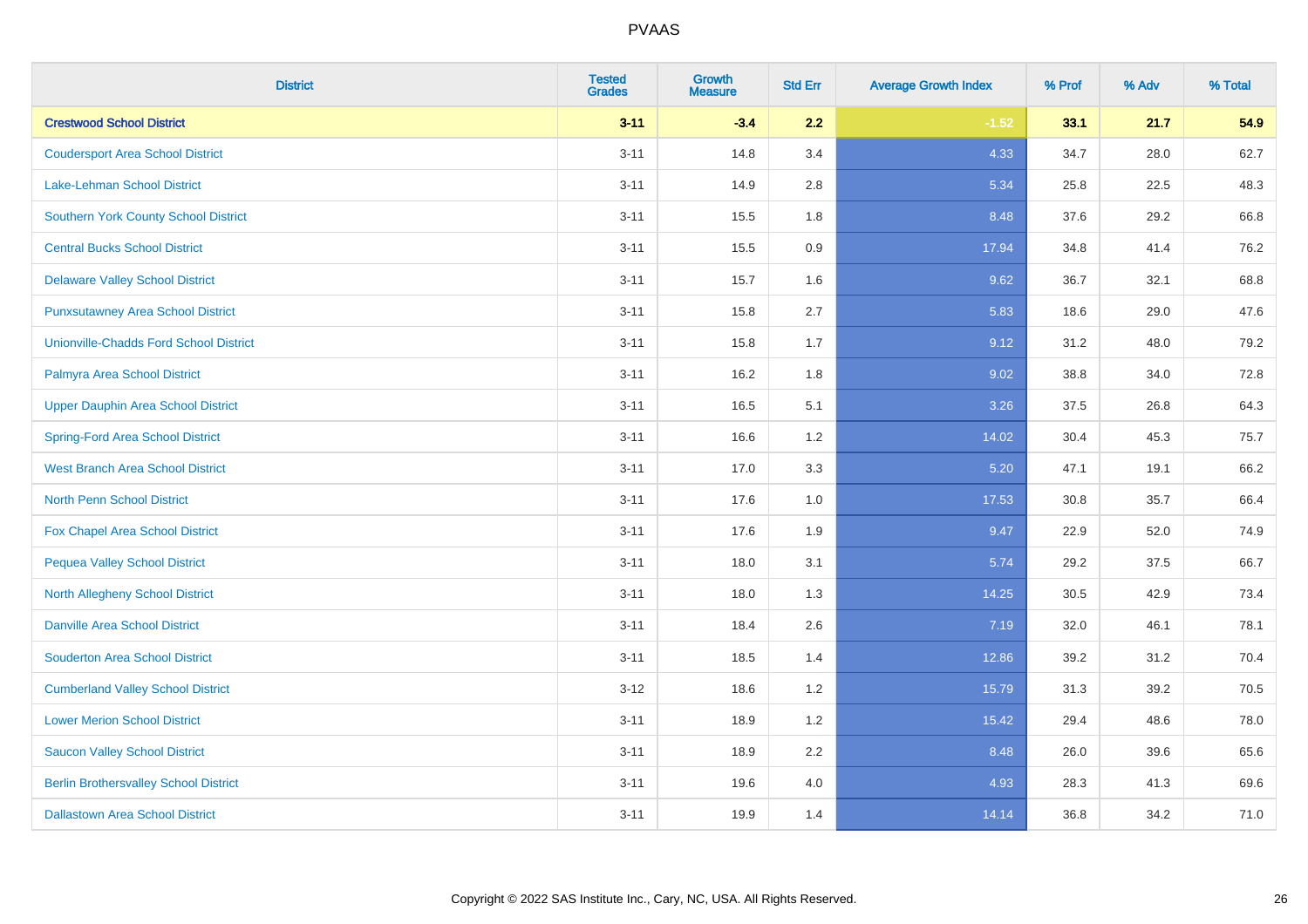# PVAAS

| District | Tested Grades | Growth Measure | Std Err | Average Growth Index | % Prof | % Adv | % Total |
|---|---|---|---|---|---|---|---|
| **Crestwood School District** | **3-11** | **-3.4** | **2.2** | **-1.52** | **33.1** | **21.7** | **54.9** |
| Coudersport Area School District | 3-11 | 14.8 | 3.4 | 4.33 | 34.7 | 28.0 | 62.7 |
| Lake-Lehman School District | 3-11 | 14.9 | 2.8 | 5.34 | 25.8 | 22.5 | 48.3 |
| Southern York County School District | 3-11 | 15.5 | 1.8 | 8.48 | 37.6 | 29.2 | 66.8 |
| Central Bucks School District | 3-11 | 15.5 | 0.9 | 17.94 | 34.8 | 41.4 | 76.2 |
| Delaware Valley School District | 3-11 | 15.7 | 1.6 | 9.62 | 36.7 | 32.1 | 68.8 |
| Punxsutawney Area School District | 3-11 | 15.8 | 2.7 | 5.83 | 18.6 | 29.0 | 47.6 |
| Unionville-Chadds Ford School District | 3-11 | 15.8 | 1.7 | 9.12 | 31.2 | 48.0 | 79.2 |
| Palmyra Area School District | 3-11 | 16.2 | 1.8 | 9.02 | 38.8 | 34.0 | 72.8 |
| Upper Dauphin Area School District | 3-11 | 16.5 | 5.1 | 3.26 | 37.5 | 26.8 | 64.3 |
| Spring-Ford Area School District | 3-11 | 16.6 | 1.2 | 14.02 | 30.4 | 45.3 | 75.7 |
| West Branch Area School District | 3-11 | 17.0 | 3.3 | 5.20 | 47.1 | 19.1 | 66.2 |
| North Penn School District | 3-11 | 17.6 | 1.0 | 17.53 | 30.8 | 35.7 | 66.4 |
| Fox Chapel Area School District | 3-11 | 17.6 | 1.9 | 9.47 | 22.9 | 52.0 | 74.9 |
| Pequea Valley School District | 3-11 | 18.0 | 3.1 | 5.74 | 29.2 | 37.5 | 66.7 |
| North Allegheny School District | 3-11 | 18.0 | 1.3 | 14.25 | 30.5 | 42.9 | 73.4 |
| Danville Area School District | 3-11 | 18.4 | 2.6 | 7.19 | 32.0 | 46.1 | 78.1 |
| Souderton Area School District | 3-11 | 18.5 | 1.4 | 12.86 | 39.2 | 31.2 | 70.4 |
| Cumberland Valley School District | 3-12 | 18.6 | 1.2 | 15.79 | 31.3 | 39.2 | 70.5 |
| Lower Merion School District | 3-11 | 18.9 | 1.2 | 15.42 | 29.4 | 48.6 | 78.0 |
| Saucon Valley School District | 3-11 | 18.9 | 2.2 | 8.48 | 26.0 | 39.6 | 65.6 |
| Berlin Brothersvalley School District | 3-11 | 19.6 | 4.0 | 4.93 | 28.3 | 41.3 | 69.6 |
| Dallastown Area School District | 3-11 | 19.9 | 1.4 | 14.14 | 36.8 | 34.2 | 71.0 |

Copyright © 2022 SAS Institute Inc., Cary, NC, USA. All Rights Reserved.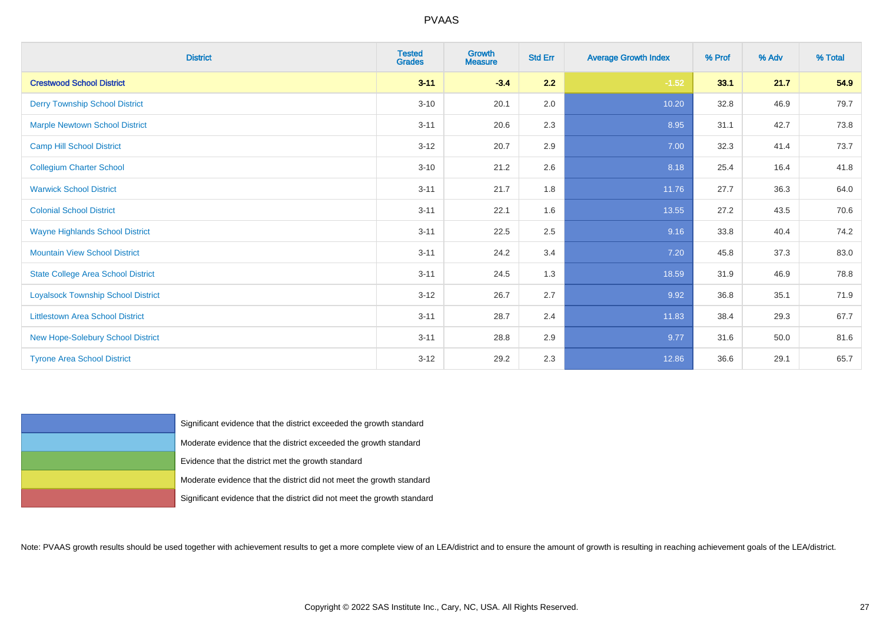PVAAS

| District | Tested Grades | Growth Measure | Std Err | Average Growth Index | % Prof | % Adv | % Total |
|---|---|---|---|---|---|---|---|
| **Crestwood School District** | **3-11** | **-3.4** | **2.2** | **-1.52** | **33.1** | **21.7** | **54.9** |
| Derry Township School District | 3-10 | 20.1 | 2.0 | 10.20 | 32.8 | 46.9 | 79.7 |
| Marple Newtown School District | 3-11 | 20.6 | 2.3 | 8.95 | 31.1 | 42.7 | 73.8 |
| Camp Hill School District | 3-12 | 20.7 | 2.9 | 7.00 | 32.3 | 41.4 | 73.7 |
| Collegium Charter School | 3-10 | 21.2 | 2.6 | 8.18 | 25.4 | 16.4 | 41.8 |
| Warwick School District | 3-11 | 21.7 | 1.8 | 11.76 | 27.7 | 36.3 | 64.0 |
| Colonial School District | 3-11 | 22.1 | 1.6 | 13.55 | 27.2 | 43.5 | 70.6 |
| Wayne Highlands School District | 3-11 | 22.5 | 2.5 | 9.16 | 33.8 | 40.4 | 74.2 |
| Mountain View School District | 3-11 | 24.2 | 3.4 | 7.20 | 45.8 | 37.3 | 83.0 |
| State College Area School District | 3-11 | 24.5 | 1.3 | 18.59 | 31.9 | 46.9 | 78.8 |
| Loyalsock Township School District | 3-12 | 26.7 | 2.7 | 9.92 | 36.8 | 35.1 | 71.9 |
| Littlestown Area School District | 3-11 | 28.7 | 2.4 | 11.83 | 38.4 | 29.3 | 67.7 |
| New Hope-Solebury School District | 3-11 | 28.8 | 2.9 | 9.77 | 31.6 | 50.0 | 81.6 |
| Tyrone Area School District | 3-12 | 29.2 | 2.3 | 12.86 | 36.6 | 29.1 | 65.7 |

Significant evidence that the district exceeded the growth standard

Moderate evidence that the district exceeded the growth standard

Evidence that the district met the growth standard

Moderate evidence that the district did not meet the growth standard

Significant evidence that the district did not meet the growth standard

Note: PVAAS growth results should be used together with achievement results to get a more complete view of an LEA/district and to ensure the amount of growth is resulting in reaching achievement goals of the LEA/district.

Copyright © 2022 SAS Institute Inc., Cary, NC, USA. All Rights Reserved.